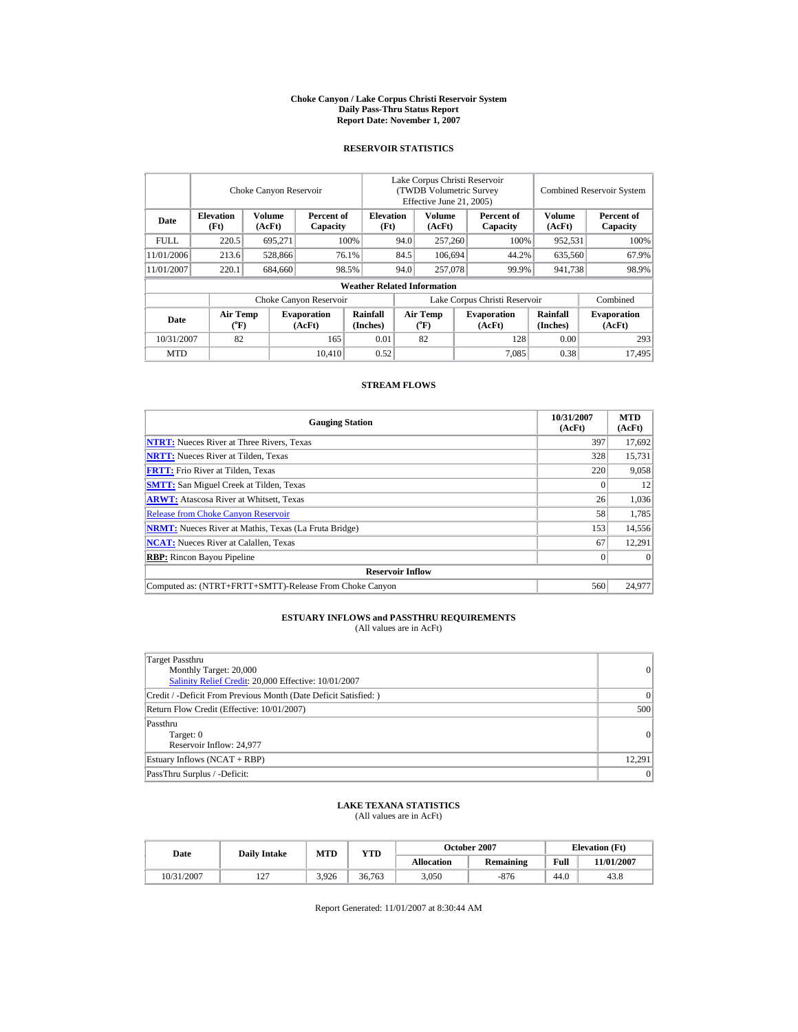# Choke Canyon / Lake Corpus Christi Reservoir System
## Daily Pass-Thru Status Report
### Report Date: November 1, 2007

## RESERVOIR STATISTICS

| | Choke Canyon Reservoir | | | Lake Corpus Christi Reservoir (TWDB Volumetric Survey Effective June 21, 2005) | | | Combined Reservoir System | |
|---|---|---|---|---|---|---|---|---|
| Date | Elevation (Ft) | Volume (AcFt) | Percent of Capacity | Elevation (Ft) | Volume (AcFt) | Percent of Capacity | Volume (AcFt) | Percent of Capacity |
| FULL | 220.5 | 695,271 | 100% | 94.0 | 257,260 | 100% | 952,531 | 100% |
| 11/01/2006 | 213.6 | 528,866 | 76.1% | 84.5 | 106,694 | 44.2% | 635,560 | 67.9% |
| 11/01/2007 | 220.1 | 684,660 | 98.5% | 94.0 | 257,078 | 99.9% | 941,738 | 98.9% |

**Weather Related Information**

| | Choke Canyon Reservoir | | | Lake Corpus Christi Reservoir | | | Combined |
|---|---|---|---|---|---|---|---|
| Date | Air Temp (°F) | Evaporation (AcFt) | Rainfall (Inches) | Air Temp (°F) | Evaporation (AcFt) | Rainfall (Inches) | Evaporation (AcFt) |
| 10/31/2007 | 82 | 165 | 0.01 | 82 | 128 | 0.00 | 293 |
| MTD | | 10,410 | 0.52 | | 7,085 | 0.38 | 17,495 |

## STREAM FLOWS

| Gauging Station | 10/31/2007 (AcFt) | MTD (AcFt) |
|---|---|---|
| **NTRT:** Nueces River at Three Rivers, Texas | 397 | 17,692 |
| **NRTT:** Nueces River at Tilden, Texas | 328 | 15,731 |
| **FRTT:** Frio River at Tilden, Texas | 220 | 9,058 |
| **SMTT:** San Miguel Creek at Tilden, Texas | 0 | 12 |
| **ARWT:** Atascosa River at Whitsett, Texas | 26 | 1,036 |
| Release from Choke Canyon Reservoir | 58 | 1,785 |
| **NRMT:** Nueces River at Mathis, Texas (La Fruta Bridge) | 153 | 14,556 |
| **NCAT:** Nueces River at Calallen, Texas | 67 | 12,291 |
| **RBP:** Rincon Bayou Pipeline | 0 | 0 |
| **Reservoir Inflow** | | |
| Computed as: (NTRT+FRTT+SMTT)-Release From Choke Canyon | 560 | 24,977 |

## ESTUARY INFLOWS and PASSTHRU REQUIREMENTS
(All values are in AcFt)

| | |
|---|---|
| Target Passthru<br>Monthly Target: 20,000<br>Salinity Relief Credit: 20,000 Effective: 10/01/2007 | 0 |
| Credit / -Deficit From Previous Month (Date Deficit Satisfied: ) | 0 |
| Return Flow Credit (Effective: 10/01/2007) | 500 |
| Passthru<br>Target: 0<br>Reservoir Inflow: 24,977 | 0 |
| Estuary Inflows (NCAT + RBP) | 12,291 |
| PassThru Surplus / -Deficit: | 0 |

## LAKE TEXANA STATISTICS
(All values are in AcFt)

| Date | Daily Intake | MTD | YTD | October 2007 | | Elevation (Ft) | |
|---|---|---|---|---|---|---|---|
| | | | | Allocation | Remaining | Full | 11/01/2007 |
| 10/31/2007 | 127 | 3,926 | 36,763 | 3,050 | -876 | 44.0 | 43.8 |

Report Generated: 11/01/2007 at 8:30:44 AM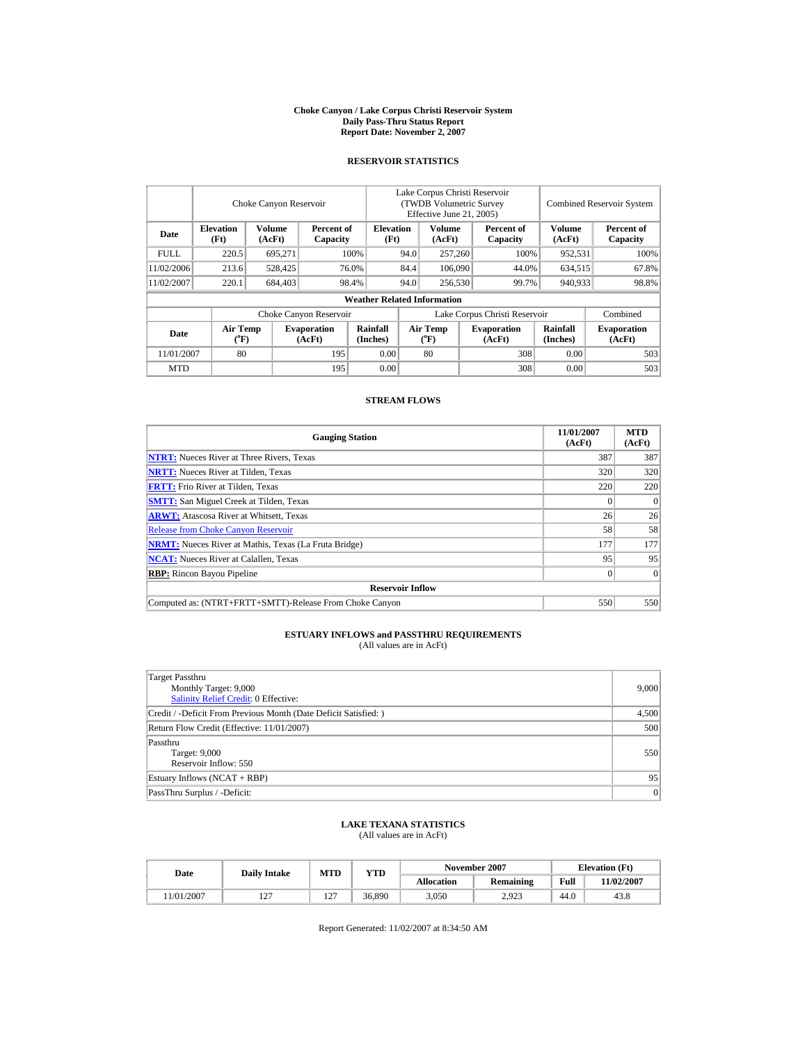**Choke Canyon / Lake Corpus Christi Reservoir System**
**Daily Pass-Thru Status Report**
**Report Date: November 2, 2007**

## RESERVOIR STATISTICS

| Date | Choke Canyon Reservoir | | | Lake Corpus Christi Reservoir (TWDB Volumetric Survey Effective June 21, 2005) | | | Combined Reservoir System | |
|---|---|---|---|---|---|---|---|---|
| | Elevation (Ft) | Volume (AcFt) | Percent of Capacity | Elevation (Ft) | Volume (AcFt) | Percent of Capacity | Volume (AcFt) | Percent of Capacity |
| FULL | 220.5 | 695,271 | 100% | 94.0 | 257,260 | 100% | 952,531 | 100% |
| 11/02/2006 | 213.6 | 528,425 | 76.0% | 84.4 | 106,090 | 44.0% | 634,515 | 67.8% |
| 11/02/2007 | 220.1 | 684,403 | 98.4% | 94.0 | 256,530 | 99.7% | 940,933 | 98.8% |

**Weather Related Information**

| Date | Choke Canyon Reservoir | | | Lake Corpus Christi Reservoir | | | Combined |
|---|---|---|---|---|---|---|---|
| | Air Temp (°F) | Evaporation (AcFt) | Rainfall (Inches) | Air Temp (°F) | Evaporation (AcFt) | Rainfall (Inches) | Evaporation (AcFt) |
| 11/01/2007 | 80 | 195 | 0.00 | 80 | 308 | 0.00 | 503 |
| MTD | | 195 | 0.00 | | 308 | 0.00 | 503 |

## STREAM FLOWS

| Gauging Station | 11/01/2007 (AcFt) | MTD (AcFt) |
|---|---|---|
| **NTRT:** Nueces River at Three Rivers, Texas | 387 | 387 |
| **NRTT:** Nueces River at Tilden, Texas | 320 | 320 |
| **FRTT:** Frio River at Tilden, Texas | 220 | 220 |
| **SMTT:** San Miguel Creek at Tilden, Texas | 0 | 0 |
| **ARWT:** Atascosa River at Whitsett, Texas | 26 | 26 |
| Release from Choke Canyon Reservoir | 58 | 58 |
| **NRMT:** Nueces River at Mathis, Texas (La Fruta Bridge) | 177 | 177 |
| **NCAT:** Nueces River at Calallen, Texas | 95 | 95 |
| **RBP:** Rincon Bayou Pipeline | 0 | 0 |
| **Reservoir Inflow** | | |
| Computed as: (NTRT+FRTT+SMTT)-Release From Choke Canyon | 550 | 550 |

## ESTUARY INFLOWS and PASSTHRU REQUIREMENTS

(All values are in AcFt)

| | |
|---|---|
| Target Passthru<br>Monthly Target: 9,000<br>Salinity Relief Credit: 0 Effective: | 9,000 |
| Credit / -Deficit From Previous Month (Date Deficit Satisfied: ) | 4,500 |
| Return Flow Credit (Effective: 11/01/2007) | 500 |
| Passthru<br>Target: 9,000<br>Reservoir Inflow: 550 | 550 |
| Estuary Inflows (NCAT + RBP) | 95 |
| PassThru Surplus / -Deficit: | 0 |

## LAKE TEXANA STATISTICS

(All values are in AcFt)

| Date | Daily Intake | MTD | YTD | November 2007 | | Elevation (Ft) | |
|---|---|---|---|---|---|---|---|
| | | | | Allocation | Remaining | Full | 11/02/2007 |
| 11/01/2007 | 127 | 127 | 36,890 | 3,050 | 2,923 | 44.0 | 43.8 |

Report Generated: 11/02/2007 at 8:34:50 AM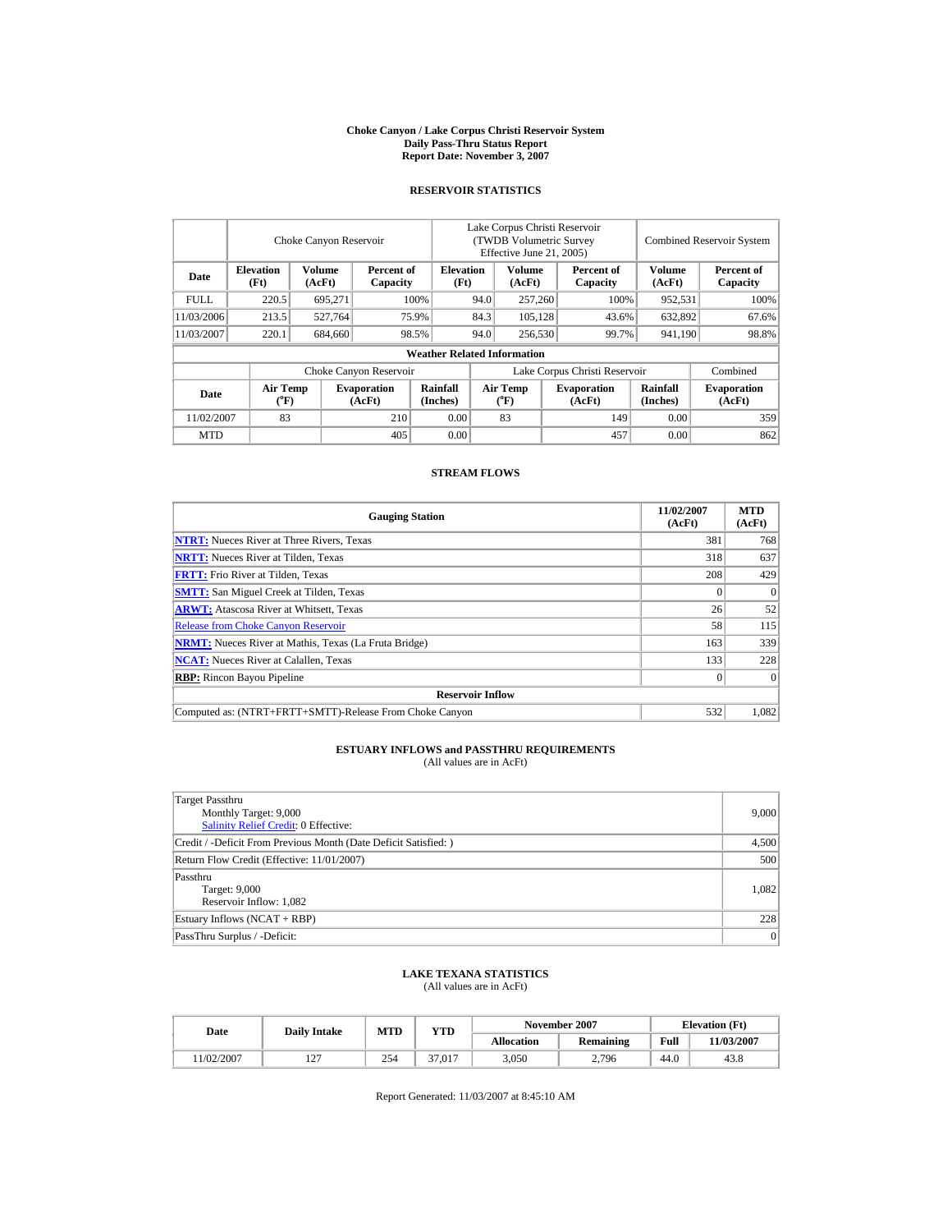**Choke Canyon / Lake Corpus Christi Reservoir System**
**Daily Pass-Thru Status Report**
**Report Date: November 3, 2007**

## RESERVOIR STATISTICS

| | Choke Canyon Reservoir | | | Lake Corpus Christi Reservoir (TWDB Volumetric Survey Effective June 21, 2005) | | | Combined Reservoir System | |
|---|---|---|---|---|---|---|---|---|
| **Date** | **Elevation (Ft)** | **Volume (AcFt)** | **Percent of Capacity** | **Elevation (Ft)** | **Volume (AcFt)** | **Percent of Capacity** | **Volume (AcFt)** | **Percent of Capacity** |
| FULL | 220.5 | 695,271 | 100% | 94.0 | 257,260 | 100% | 952,531 | 100% |
| 11/03/2006 | 213.5 | 527,764 | 75.9% | 84.3 | 105,128 | 43.6% | 632,892 | 67.6% |
| 11/03/2007 | 220.1 | 684,660 | 98.5% | 94.0 | 256,530 | 99.7% | 941,190 | 98.8% |

**Weather Related Information**

| | Choke Canyon Reservoir | | | Lake Corpus Christi Reservoir | | | Combined |
|---|---|---|---|---|---|---|---|
| **Date** | **Air Temp (°F)** | **Evaporation (AcFt)** | **Rainfall (Inches)** | **Air Temp (°F)** | **Evaporation (AcFt)** | **Rainfall (Inches)** | **Evaporation (AcFt)** |
| 11/02/2007 | 83 | 210 | 0.00 | 83 | 149 | 0.00 | 359 |
| MTD | | 405 | 0.00 | | 457 | 0.00 | 862 |

## STREAM FLOWS

| Gauging Station | 11/02/2007 (AcFt) | MTD (AcFt) |
|---|---|---|
| **NTRT:** Nueces River at Three Rivers, Texas | 381 | 768 |
| **NRTT:** Nueces River at Tilden, Texas | 318 | 637 |
| **FRTT:** Frio River at Tilden, Texas | 208 | 429 |
| **SMTT:** San Miguel Creek at Tilden, Texas | 0 | 0 |
| **ARWT:** Atascosa River at Whitsett, Texas | 26 | 52 |
| Release from Choke Canyon Reservoir | 58 | 115 |
| **NRMT:** Nueces River at Mathis, Texas (La Fruta Bridge) | 163 | 339 |
| **NCAT:** Nueces River at Calallen, Texas | 133 | 228 |
| **RBP:** Rincon Bayou Pipeline | 0 | 0 |
| **Reservoir Inflow** | | |
| Computed as: (NTRT+FRTT+SMTT)-Release From Choke Canyon | 532 | 1,082 |

## ESTUARY INFLOWS and PASSTHRU REQUIREMENTS
(All values are in AcFt)

| | |
|---|---|
| Target Passthru<br>Monthly Target: 9,000<br>Salinity Relief Credit: 0 Effective: | 9,000 |
| Credit / -Deficit From Previous Month (Date Deficit Satisfied: ) | 4,500 |
| Return Flow Credit (Effective: 11/01/2007) | 500 |
| Passthru<br>Target: 9,000<br>Reservoir Inflow: 1,082 | 1,082 |
| Estuary Inflows (NCAT + RBP) | 228 |
| PassThru Surplus / -Deficit: | 0 |

## LAKE TEXANA STATISTICS
(All values are in AcFt)

| Date | Daily Intake | MTD | YTD | November 2007 | | Elevation (Ft) | |
|---|---|---|---|---|---|---|---|
| | | | | **Allocation** | **Remaining** | **Full** | **11/03/2007** |
| 11/02/2007 | 127 | 254 | 37,017 | 3,050 | 2,796 | 44.0 | 43.8 |

Report Generated: 11/03/2007 at 8:45:10 AM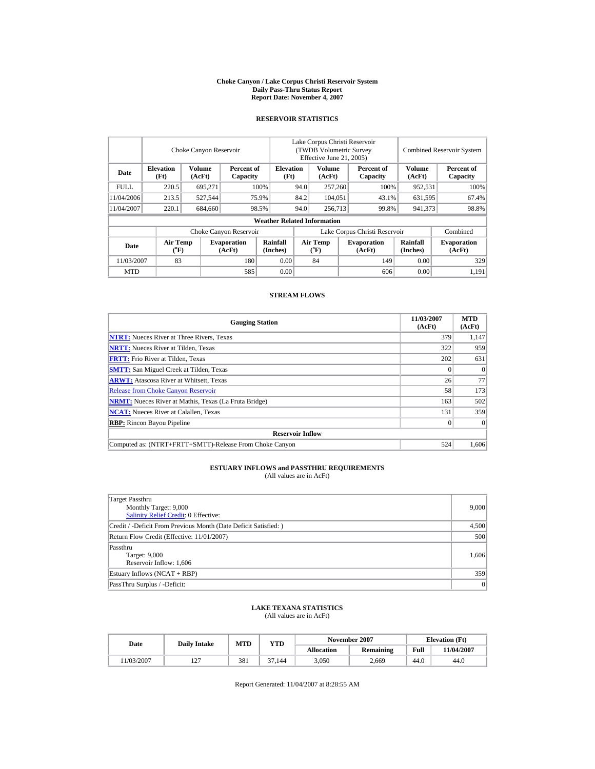# Choke Canyon / Lake Corpus Christi Reservoir System
## Daily Pass-Thru Status Report
## Report Date: November 4, 2007

### RESERVOIR STATISTICS

| Date | Choke Canyon Reservoir | | | Lake Corpus Christi Reservoir (TWDB Volumetric Survey Effective June 21, 2005) | | | Combined Reservoir System | |
|---|---|---|---|---|---|---|---|---|
| | Elevation (Ft) | Volume (AcFt) | Percent of Capacity | Elevation (Ft) | Volume (AcFt) | Percent of Capacity | Volume (AcFt) | Percent of Capacity |
| FULL | 220.5 | 695,271 | 100% | 94.0 | 257,260 | 100% | 952,531 | 100% |
| 11/04/2006 | 213.5 | 527,544 | 75.9% | 84.2 | 104,051 | 43.1% | 631,595 | 67.4% |
| 11/04/2007 | 220.1 | 684,660 | 98.5% | 94.0 | 256,713 | 99.8% | 941,373 | 98.8% |

**Weather Related Information**

| Date | Choke Canyon Reservoir | | | Lake Corpus Christi Reservoir | | | Combined |
|---|---|---|---|---|---|---|---|
| | Air Temp (°F) | Evaporation (AcFt) | Rainfall (Inches) | Air Temp (°F) | Evaporation (AcFt) | Rainfall (Inches) | Evaporation (AcFt) |
| 11/03/2007 | 83 | 180 | 0.00 | 84 | 149 | 0.00 | 329 |
| MTD | | 585 | 0.00 | | 606 | 0.00 | 1,191 |

### STREAM FLOWS

| Gauging Station | 11/03/2007 (AcFt) | MTD (AcFt) |
|---|---|---|
| NTRT: Nueces River at Three Rivers, Texas | 379 | 1,147 |
| NRTT: Nueces River at Tilden, Texas | 322 | 959 |
| FRTT: Frio River at Tilden, Texas | 202 | 631 |
| SMTT: San Miguel Creek at Tilden, Texas | 0 | 0 |
| ARWT: Atascosa River at Whitsett, Texas | 26 | 77 |
| Release from Choke Canyon Reservoir | 58 | 173 |
| NRMT: Nueces River at Mathis, Texas (La Fruta Bridge) | 163 | 502 |
| NCAT: Nueces River at Calallen, Texas | 131 | 359 |
| RBP: Rincon Bayou Pipeline | 0 | 0 |
| **Reservoir Inflow** | | |
| Computed as: (NTRT+FRTT+SMTT)-Release From Choke Canyon | 524 | 1,606 |

### ESTUARY INFLOWS and PASSTHRU REQUIREMENTS
(All values are in AcFt)

| | |
|---|---|
| Target Passthru<br>Monthly Target: 9,000<br>Salinity Relief Credit: 0 Effective: | 9,000 |
| Credit / -Deficit From Previous Month (Date Deficit Satisfied: ) | 4,500 |
| Return Flow Credit (Effective: 11/01/2007) | 500 |
| Passthru<br>Target: 9,000<br>Reservoir Inflow: 1,606 | 1,606 |
| Estuary Inflows (NCAT + RBP) | 359 |
| PassThru Surplus / -Deficit: | 0 |

### LAKE TEXANA STATISTICS
(All values are in AcFt)

| Date | Daily Intake | MTD | YTD | November 2007 | | Elevation (Ft) | |
|---|---|---|---|---|---|---|---|
| | | | | Allocation | Remaining | Full | 11/04/2007 |
| 11/03/2007 | 127 | 381 | 37,144 | 3,050 | 2,669 | 44.0 | 44.0 |

Report Generated: 11/04/2007 at 8:28:55 AM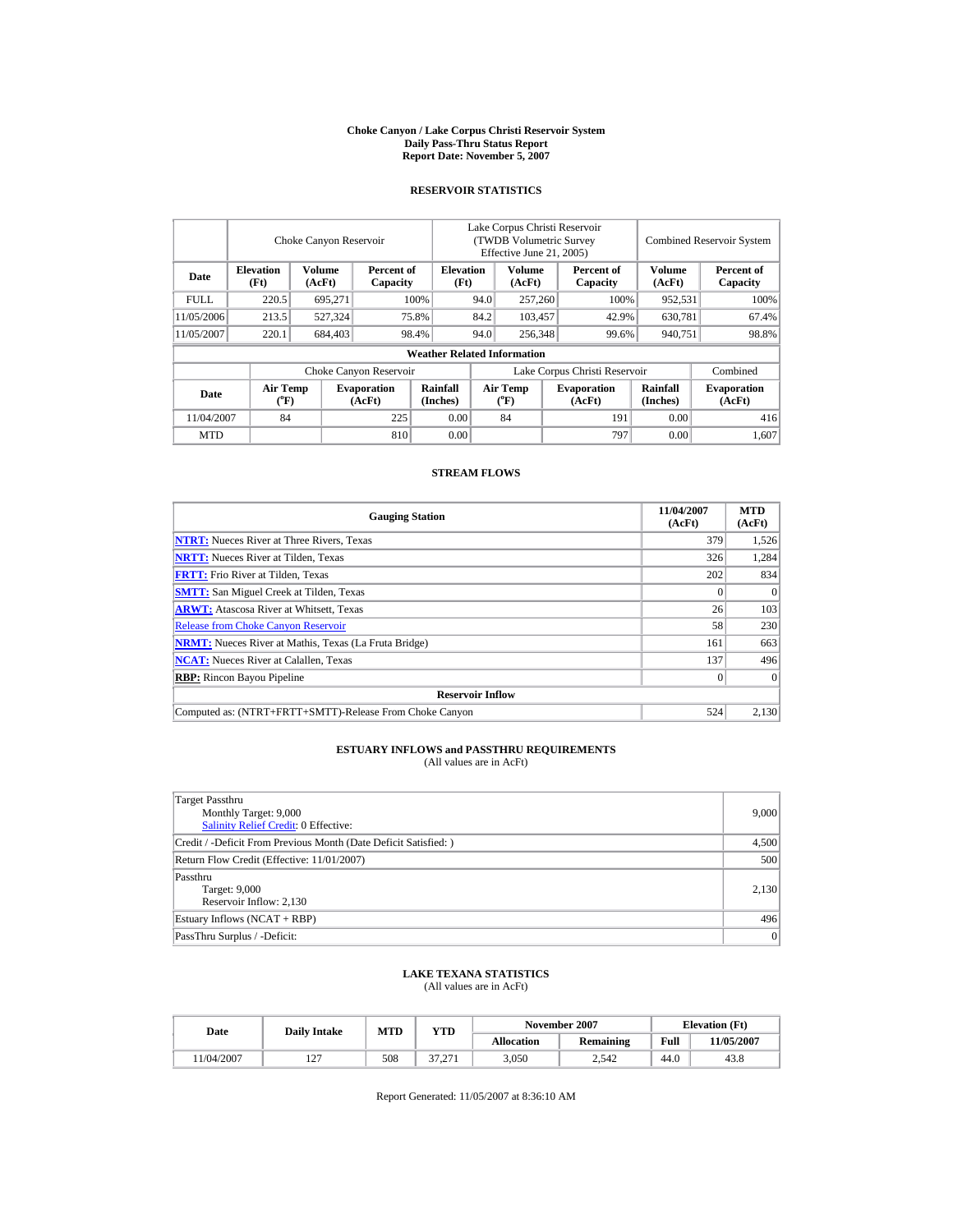# Choke Canyon / Lake Corpus Christi Reservoir System
## Daily Pass-Thru Status Report
### Report Date: November 5, 2007

## RESERVOIR STATISTICS

| | Choke Canyon Reservoir | | | Lake Corpus Christi Reservoir (TWDB Volumetric Survey Effective June 21, 2005) | | | Combined Reservoir System | |
|---|---|---|---|---|---|---|---|---|
| Date | Elevation (Ft) | Volume (AcFt) | Percent of Capacity | Elevation (Ft) | Volume (AcFt) | Percent of Capacity | Volume (AcFt) | Percent of Capacity |
| FULL | 220.5 | 695,271 | 100% | 94.0 | 257,260 | 100% | 952,531 | 100% |
| 11/05/2006 | 213.5 | 527,324 | 75.8% | 84.2 | 103,457 | 42.9% | 630,781 | 67.4% |
| 11/05/2007 | 220.1 | 684,403 | 98.4% | 94.0 | 256,348 | 99.6% | 940,751 | 98.8% |

**Weather Related Information**

| | Choke Canyon Reservoir | | | Lake Corpus Christi Reservoir | | | Combined |
|---|---|---|---|---|---|---|---|
| Date | Air Temp (°F) | Evaporation (AcFt) | Rainfall (Inches) | Air Temp (°F) | Evaporation (AcFt) | Rainfall (Inches) | Evaporation (AcFt) |
| 11/04/2007 | 84 | 225 | 0.00 | 84 | 191 | 0.00 | 416 |
| MTD | | 810 | 0.00 | | 797 | 0.00 | 1,607 |

## STREAM FLOWS

| Gauging Station | 11/04/2007 (AcFt) | MTD (AcFt) |
|---|---|---|
| NTRT: Nueces River at Three Rivers, Texas | 379 | 1,526 |
| NRTT: Nueces River at Tilden, Texas | 326 | 1,284 |
| FRTT: Frio River at Tilden, Texas | 202 | 834 |
| SMTT: San Miguel Creek at Tilden, Texas | 0 | 0 |
| ARWT: Atascosa River at Whitsett, Texas | 26 | 103 |
| Release from Choke Canyon Reservoir | 58 | 230 |
| NRMT: Nueces River at Mathis, Texas (La Fruta Bridge) | 161 | 663 |
| NCAT: Nueces River at Calallen, Texas | 137 | 496 |
| RBP: Rincon Bayou Pipeline | 0 | 0 |
| **Reservoir Inflow** | | |
| Computed as: (NTRT+FRTT+SMTT)-Release From Choke Canyon | 524 | 2,130 |

## ESTUARY INFLOWS and PASSTHRU REQUIREMENTS
(All values are in AcFt)

| | |
|---|---|
| Target Passthru<br>Monthly Target: 9,000<br>Salinity Relief Credit: 0 Effective: | 9,000 |
| Credit / -Deficit From Previous Month (Date Deficit Satisfied: ) | 4,500 |
| Return Flow Credit (Effective: 11/01/2007) | 500 |
| Passthru<br>Target: 9,000<br>Reservoir Inflow: 2,130 | 2,130 |
| Estuary Inflows (NCAT + RBP) | 496 |
| PassThru Surplus / -Deficit: | 0 |

## LAKE TEXANA STATISTICS
(All values are in AcFt)

| Date | Daily Intake | MTD | YTD | November 2007 | | Elevation (Ft) | |
|---|---|---|---|---|---|---|---|
| | | | | Allocation | Remaining | Full | 11/05/2007 |
| 11/04/2007 | 127 | 508 | 37,271 | 3,050 | 2,542 | 44.0 | 43.8 |

Report Generated: 11/05/2007 at 8:36:10 AM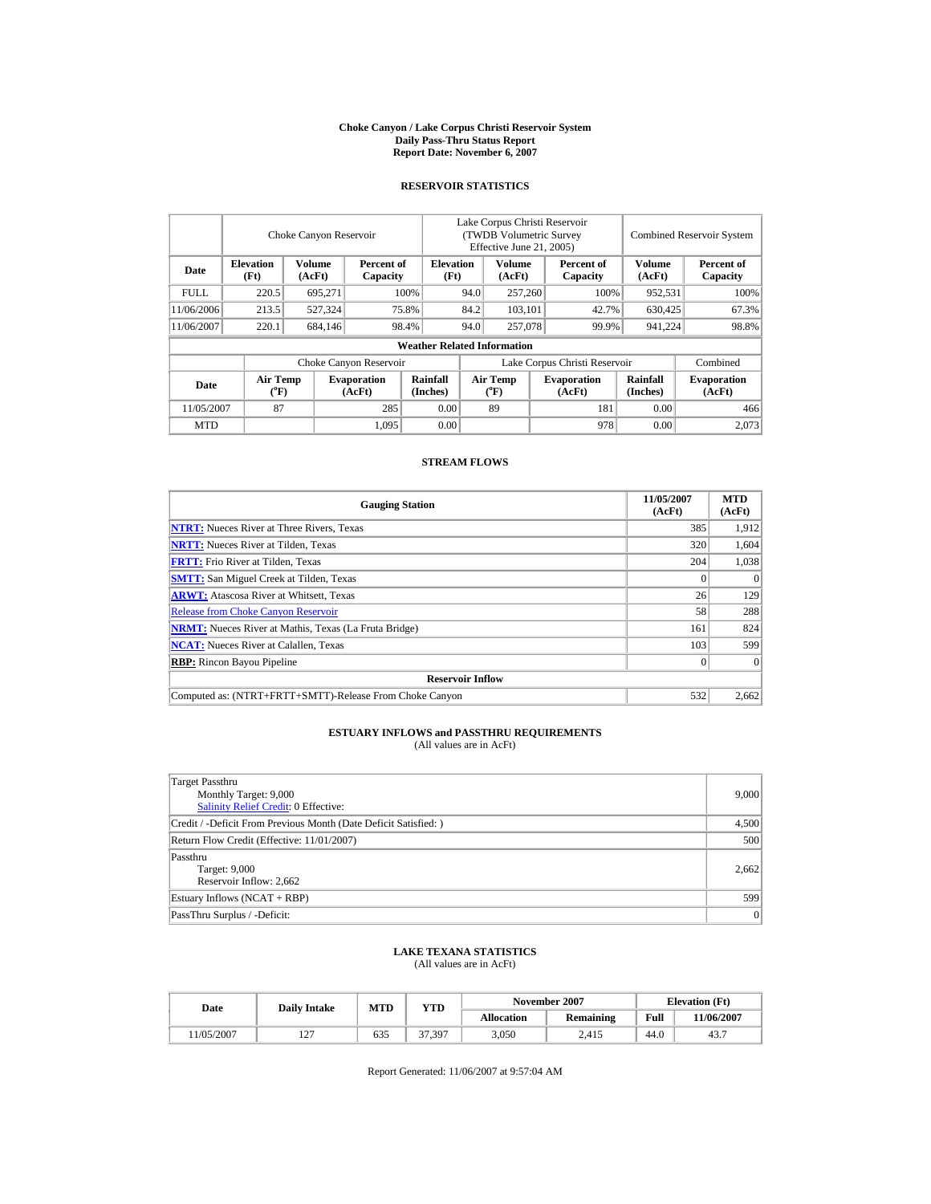# Choke Canyon / Lake Corpus Christi Reservoir System
## Daily Pass-Thru Status Report
### Report Date: November 6, 2007

## RESERVOIR STATISTICS

| | Choke Canyon Reservoir | | | Lake Corpus Christi Reservoir (TWDB Volumetric Survey Effective June 21, 2005) | | | Combined Reservoir System | |
|---|---|---|---|---|---|---|---|---|
| Date | Elevation (Ft) | Volume (AcFt) | Percent of Capacity | Elevation (Ft) | Volume (AcFt) | Percent of Capacity | Volume (AcFt) | Percent of Capacity |
| FULL | 220.5 | 695,271 | 100% | 94.0 | 257,260 | 100% | 952,531 | 100% |
| 11/06/2006 | 213.5 | 527,324 | 75.8% | 84.2 | 103,101 | 42.7% | 630,425 | 67.3% |
| 11/06/2007 | 220.1 | 684,146 | 98.4% | 94.0 | 257,078 | 99.9% | 941,224 | 98.8% |

**Weather Related Information**

| | Choke Canyon Reservoir | | | Lake Corpus Christi Reservoir | | | Combined |
|---|---|---|---|---|---|---|---|
| Date | Air Temp (°F) | Evaporation (AcFt) | Rainfall (Inches) | Air Temp (°F) | Evaporation (AcFt) | Rainfall (Inches) | Evaporation (AcFt) |
| 11/05/2007 | 87 | 285 | 0.00 | 89 | 181 | 0.00 | 466 |
| MTD | | 1,095 | 0.00 | | 978 | 0.00 | 2,073 |

## STREAM FLOWS

| Gauging Station | 11/05/2007 (AcFt) | MTD (AcFt) |
|---|---|---|
| NTRT: Nueces River at Three Rivers, Texas | 385 | 1,912 |
| NRTT: Nueces River at Tilden, Texas | 320 | 1,604 |
| FRTT: Frio River at Tilden, Texas | 204 | 1,038 |
| SMTT: San Miguel Creek at Tilden, Texas | 0 | 0 |
| ARWT: Atascosa River at Whitsett, Texas | 26 | 129 |
| Release from Choke Canyon Reservoir | 58 | 288 |
| NRMT: Nueces River at Mathis, Texas (La Fruta Bridge) | 161 | 824 |
| NCAT: Nueces River at Calallen, Texas | 103 | 599 |
| RBP: Rincon Bayou Pipeline | 0 | 0 |
| **Reservoir Inflow** | | |
| Computed as: (NTRT+FRTT+SMTT)-Release From Choke Canyon | 532 | 2,662 |

## ESTUARY INFLOWS and PASSTHRU REQUIREMENTS
(All values are in AcFt)

| | |
|---|---|
| Target Passthru<br>Monthly Target: 9,000<br>Salinity Relief Credit: 0 Effective: | 9,000 |
| Credit / -Deficit From Previous Month (Date Deficit Satisfied: ) | 4,500 |
| Return Flow Credit (Effective: 11/01/2007) | 500 |
| Passthru<br>Target: 9,000<br>Reservoir Inflow: 2,662 | 2,662 |
| Estuary Inflows (NCAT + RBP) | 599 |
| PassThru Surplus / -Deficit: | 0 |

## LAKE TEXANA STATISTICS
(All values are in AcFt)

| Date | Daily Intake | MTD | YTD | November 2007 | | Elevation (Ft) | |
|---|---|---|---|---|---|---|---|
| | | | | Allocation | Remaining | Full | 11/06/2007 |
| 11/05/2007 | 127 | 635 | 37,397 | 3,050 | 2,415 | 44.0 | 43.7 |

Report Generated: 11/06/2007 at 9:57:04 AM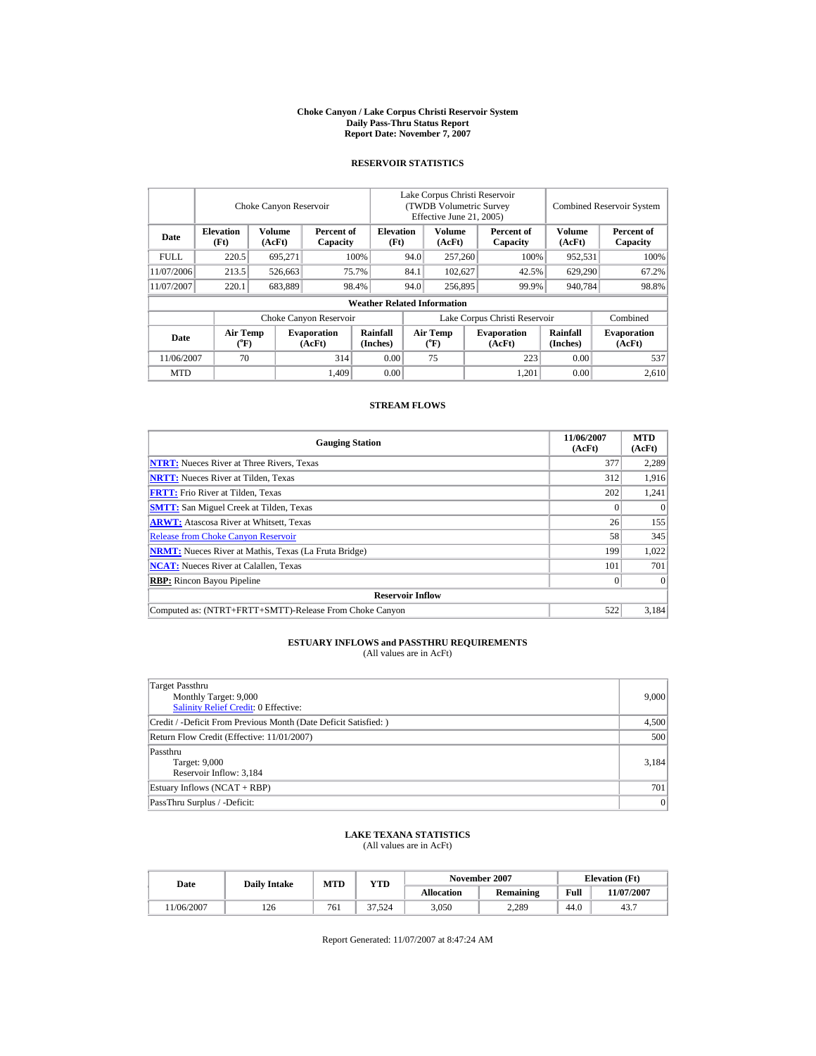# Choke Canyon / Lake Corpus Christi Reservoir System
## Daily Pass-Thru Status Report
## Report Date: November 7, 2007

### RESERVOIR STATISTICS

| Date | Choke Canyon Reservoir | | | Lake Corpus Christi Reservoir (TWDB Volumetric Survey Effective June 21, 2005) | | | Combined Reservoir System | |
|---|---|---|---|---|---|---|---|---|
| | Elevation (Ft) | Volume (AcFt) | Percent of Capacity | Elevation (Ft) | Volume (AcFt) | Percent of Capacity | Volume (AcFt) | Percent of Capacity |
| FULL | 220.5 | 695,271 | 100% | 94.0 | 257,260 | 100% | 952,531 | 100% |
| 11/07/2006 | 213.5 | 526,663 | 75.7% | 84.1 | 102,627 | 42.5% | 629,290 | 67.2% |
| 11/07/2007 | 220.1 | 683,889 | 98.4% | 94.0 | 256,895 | 99.9% | 940,784 | 98.8% |

**Weather Related Information**

| Date | Choke Canyon Reservoir | | | Lake Corpus Christi Reservoir | | | Combined |
|---|---|---|---|---|---|---|---|
| | Air Temp (°F) | Evaporation (AcFt) | Rainfall (Inches) | Air Temp (°F) | Evaporation (AcFt) | Rainfall (Inches) | Evaporation (AcFt) |
| 11/06/2007 | 70 | 314 | 0.00 | 75 | 223 | 0.00 | 537 |
| MTD | | 1,409 | 0.00 | | 1,201 | 0.00 | 2,610 |

### STREAM FLOWS

| Gauging Station | 11/06/2007 (AcFt) | MTD (AcFt) |
|---|---|---|
| NTRT: Nueces River at Three Rivers, Texas | 377 | 2,289 |
| NRTT: Nueces River at Tilden, Texas | 312 | 1,916 |
| FRTT: Frio River at Tilden, Texas | 202 | 1,241 |
| SMTT: San Miguel Creek at Tilden, Texas | 0 | 0 |
| ARWT: Atascosa River at Whitsett, Texas | 26 | 155 |
| Release from Choke Canyon Reservoir | 58 | 345 |
| NRMT: Nueces River at Mathis, Texas (La Fruta Bridge) | 199 | 1,022 |
| NCAT: Nueces River at Calallen, Texas | 101 | 701 |
| RBP: Rincon Bayou Pipeline | 0 | 0 |
| **Reservoir Inflow** | | |
| Computed as: (NTRT+FRTT+SMTT)-Release From Choke Canyon | 522 | 3,184 |

### ESTUARY INFLOWS and PASSTHRU REQUIREMENTS
(All values are in AcFt)

| | |
|---|---|
| Target Passthru<br>Monthly Target: 9,000<br>Salinity Relief Credit: 0 Effective: | 9,000 |
| Credit / -Deficit From Previous Month (Date Deficit Satisfied: ) | 4,500 |
| Return Flow Credit (Effective: 11/01/2007) | 500 |
| Passthru<br>Target: 9,000<br>Reservoir Inflow: 3,184 | 3,184 |
| Estuary Inflows (NCAT + RBP) | 701 |
| PassThru Surplus / -Deficit: | 0 |

### LAKE TEXANA STATISTICS
(All values are in AcFt)

| Date | Daily Intake | MTD | YTD | November 2007 | | Elevation (Ft) | |
|---|---|---|---|---|---|---|---|
| | | | | Allocation | Remaining | Full | 11/07/2007 |
| 11/06/2007 | 126 | 761 | 37,524 | 3,050 | 2,289 | 44.0 | 43.7 |

Report Generated: 11/07/2007 at 8:47:24 AM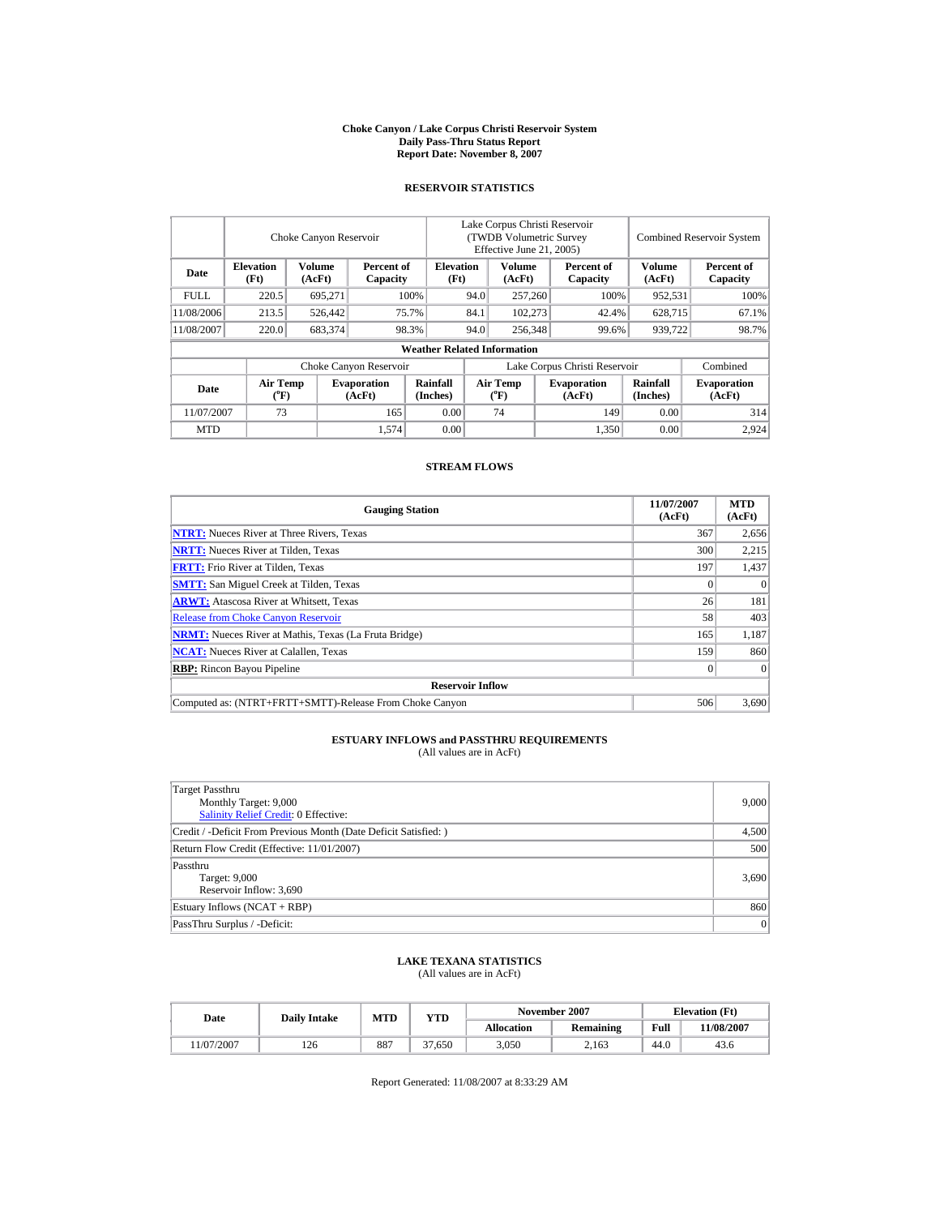**Choke Canyon / Lake Corpus Christi Reservoir System**
**Daily Pass-Thru Status Report**
**Report Date: November 8, 2007**

## RESERVOIR STATISTICS

| | Choke Canyon Reservoir | | | Lake Corpus Christi Reservoir (TWDB Volumetric Survey Effective June 21, 2005) | | | Combined Reservoir System | |
|---|---|---|---|---|---|---|---|---|
| **Date** | **Elevation (Ft)** | **Volume (AcFt)** | **Percent of Capacity** | **Elevation (Ft)** | **Volume (AcFt)** | **Percent of Capacity** | **Volume (AcFt)** | **Percent of Capacity** |
| FULL | 220.5 | 695,271 | 100% | 94.0 | 257,260 | 100% | 952,531 | 100% |
| 11/08/2006 | 213.5 | 526,442 | 75.7% | 84.1 | 102,273 | 42.4% | 628,715 | 67.1% |
| 11/08/2007 | 220.0 | 683,374 | 98.3% | 94.0 | 256,348 | 99.6% | 939,722 | 98.7% |

**Weather Related Information**

| | Choke Canyon Reservoir | | | Lake Corpus Christi Reservoir | | | Combined |
|---|---|---|---|---|---|---|---|
| **Date** | **Air Temp (°F)** | **Evaporation (AcFt)** | **Rainfall (Inches)** | **Air Temp (°F)** | **Evaporation (AcFt)** | **Rainfall (Inches)** | **Evaporation (AcFt)** |
| 11/07/2007 | 73 | 165 | 0.00 | 74 | 149 | 0.00 | 314 |
| MTD | | 1,574 | 0.00 | | 1,350 | 0.00 | 2,924 |

## STREAM FLOWS

| Gauging Station | 11/07/2007 (AcFt) | MTD (AcFt) |
|---|---|---|
| **NTRT:** Nueces River at Three Rivers, Texas | 367 | 2,656 |
| **NRTT:** Nueces River at Tilden, Texas | 300 | 2,215 |
| **FRTT:** Frio River at Tilden, Texas | 197 | 1,437 |
| **SMTT:** San Miguel Creek at Tilden, Texas | 0 | 0 |
| **ARWT:** Atascosa River at Whitsett, Texas | 26 | 181 |
| Release from Choke Canyon Reservoir | 58 | 403 |
| **NRMT:** Nueces River at Mathis, Texas (La Fruta Bridge) | 165 | 1,187 |
| **NCAT:** Nueces River at Calallen, Texas | 159 | 860 |
| **RBP:** Rincon Bayou Pipeline | 0 | 0 |
| **Reservoir Inflow** | | |
| Computed as: (NTRT+FRTT+SMTT)-Release From Choke Canyon | 506 | 3,690 |

## ESTUARY INFLOWS and PASSTHRU REQUIREMENTS
(All values are in AcFt)

| | |
|---|---|
| Target Passthru<br>Monthly Target: 9,000<br>Salinity Relief Credit: 0 Effective: | 9,000 |
| Credit / -Deficit From Previous Month (Date Deficit Satisfied: ) | 4,500 |
| Return Flow Credit (Effective: 11/01/2007) | 500 |
| Passthru<br>Target: 9,000<br>Reservoir Inflow: 3,690 | 3,690 |
| Estuary Inflows (NCAT + RBP) | 860 |
| PassThru Surplus / -Deficit: | 0 |

## LAKE TEXANA STATISTICS
(All values are in AcFt)

| Date | Daily Intake | MTD | YTD | November 2007 | | Elevation (Ft) | |
|---|---|---|---|---|---|---|---|
| | | | | **Allocation** | **Remaining** | **Full** | **11/08/2007** |
| 11/07/2007 | 126 | 887 | 37,650 | 3,050 | 2,163 | 44.0 | 43.6 |

Report Generated: 11/08/2007 at 8:33:29 AM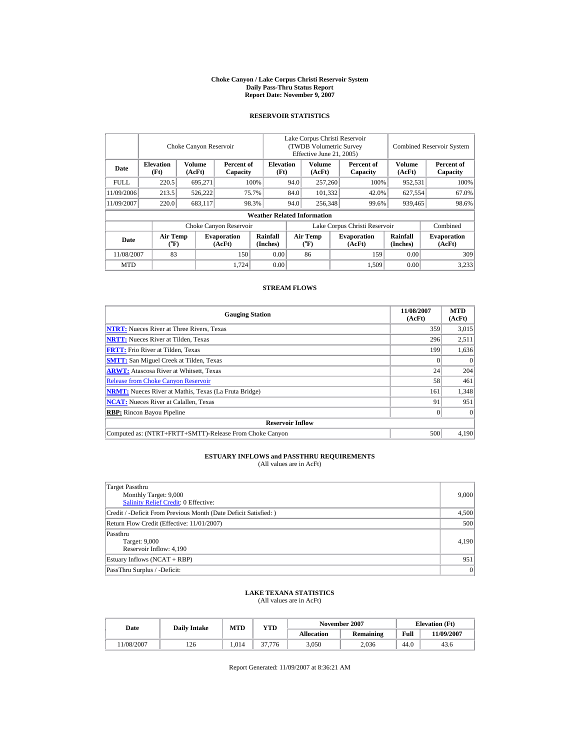# Choke Canyon / Lake Corpus Christi Reservoir System
## Daily Pass-Thru Status Report
## Report Date: November 9, 2007

### RESERVOIR STATISTICS

| Date | Choke Canyon Reservoir | | | Lake Corpus Christi Reservoir (TWDB Volumetric Survey Effective June 21, 2005) | | | Combined Reservoir System | |
|---|---|---|---|---|---|---|---|---|
| | Elevation (Ft) | Volume (AcFt) | Percent of Capacity | Elevation (Ft) | Volume (AcFt) | Percent of Capacity | Volume (AcFt) | Percent of Capacity |
| FULL | 220.5 | 695,271 | 100% | 94.0 | 257,260 | 100% | 952,531 | 100% |
| 11/09/2006 | 213.5 | 526,222 | 75.7% | 84.0 | 101,332 | 42.0% | 627,554 | 67.0% |
| 11/09/2007 | 220.0 | 683,117 | 98.3% | 94.0 | 256,348 | 99.6% | 939,465 | 98.6% |

**Weather Related Information**

| Date | Choke Canyon Reservoir | | | Lake Corpus Christi Reservoir | | | Combined |
|---|---|---|---|---|---|---|---|
| | Air Temp (°F) | Evaporation (AcFt) | Rainfall (Inches) | Air Temp (°F) | Evaporation (AcFt) | Rainfall (Inches) | Evaporation (AcFt) |
| 11/08/2007 | 83 | 150 | 0.00 | 86 | 159 | 0.00 | 309 |
| MTD | | 1,724 | 0.00 | | 1,509 | 0.00 | 3,233 |

### STREAM FLOWS

| Gauging Station | 11/08/2007 (AcFt) | MTD (AcFt) |
|---|---|---|
| NTRT: Nueces River at Three Rivers, Texas | 359 | 3,015 |
| NRTT: Nueces River at Tilden, Texas | 296 | 2,511 |
| FRTT: Frio River at Tilden, Texas | 199 | 1,636 |
| SMTT: San Miguel Creek at Tilden, Texas | 0 | 0 |
| ARWT: Atascosa River at Whitsett, Texas | 24 | 204 |
| Release from Choke Canyon Reservoir | 58 | 461 |
| NRMT: Nueces River at Mathis, Texas (La Fruta Bridge) | 161 | 1,348 |
| NCAT: Nueces River at Calallen, Texas | 91 | 951 |
| RBP: Rincon Bayou Pipeline | 0 | 0 |
| **Reservoir Inflow** | | |
| Computed as: (NTRT+FRTT+SMTT)-Release From Choke Canyon | 500 | 4,190 |

### ESTUARY INFLOWS and PASSTHRU REQUIREMENTS
(All values are in AcFt)

| | |
|---|---|
| Target Passthru<br>Monthly Target: 9,000<br>Salinity Relief Credit: 0 Effective: | 9,000 |
| Credit / -Deficit From Previous Month (Date Deficit Satisfied: ) | 4,500 |
| Return Flow Credit (Effective: 11/01/2007) | 500 |
| Passthru<br>Target: 9,000<br>Reservoir Inflow: 4,190 | 4,190 |
| Estuary Inflows (NCAT + RBP) | 951 |
| PassThru Surplus / -Deficit: | 0 |

### LAKE TEXANA STATISTICS
(All values are in AcFt)

| Date | Daily Intake | MTD | YTD | November 2007 | | Elevation (Ft) | |
|---|---|---|---|---|---|---|---|
| | | | | Allocation | Remaining | Full | 11/09/2007 |
| 11/08/2007 | 126 | 1,014 | 37,776 | 3,050 | 2,036 | 44.0 | 43.6 |

Report Generated: 11/09/2007 at 8:36:21 AM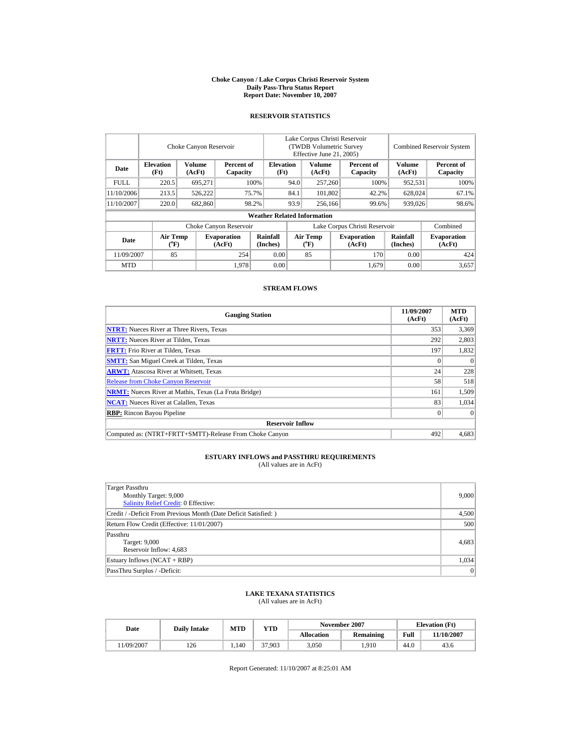**Choke Canyon / Lake Corpus Christi Reservoir System**
**Daily Pass-Thru Status Report**
**Report Date: November 10, 2007**

### RESERVOIR STATISTICS

| | Choke Canyon Reservoir | | | Lake Corpus Christi Reservoir (TWDB Volumetric Survey Effective June 21, 2005) | | | Combined Reservoir System | |
|---|---|---|---|---|---|---|---|---|
| **Date** | **Elevation (Ft)** | **Volume (AcFt)** | **Percent of Capacity** | **Elevation (Ft)** | **Volume (AcFt)** | **Percent of Capacity** | **Volume (AcFt)** | **Percent of Capacity** |
| FULL | 220.5 | 695,271 | 100% | 94.0 | 257,260 | 100% | 952,531 | 100% |
| 11/10/2006 | 213.5 | 526,222 | 75.7% | 84.1 | 101,802 | 42.2% | 628,024 | 67.1% |
| 11/10/2007 | 220.0 | 682,860 | 98.2% | 93.9 | 256,166 | 99.6% | 939,026 | 98.6% |

**Weather Related Information**

| | Choke Canyon Reservoir | | | Lake Corpus Christi Reservoir | | | Combined |
|---|---|---|---|---|---|---|---|
| **Date** | **Air Temp (°F)** | **Evaporation (AcFt)** | **Rainfall (Inches)** | **Air Temp (°F)** | **Evaporation (AcFt)** | **Rainfall (Inches)** | **Evaporation (AcFt)** |
| 11/09/2007 | 85 | 254 | 0.00 | 85 | 170 | 0.00 | 424 |
| MTD | | 1,978 | 0.00 | | 1,679 | 0.00 | 3,657 |

### STREAM FLOWS

| Gauging Station | 11/09/2007 (AcFt) | MTD (AcFt) |
|---|---|---|
| NTRT: Nueces River at Three Rivers, Texas | 353 | 3,369 |
| NRTT: Nueces River at Tilden, Texas | 292 | 2,803 |
| FRTT: Frio River at Tilden, Texas | 197 | 1,832 |
| SMTT: San Miguel Creek at Tilden, Texas | 0 | 0 |
| ARWT: Atascosa River at Whitsett, Texas | 24 | 228 |
| Release from Choke Canyon Reservoir | 58 | 518 |
| NRMT: Nueces River at Mathis, Texas (La Fruta Bridge) | 161 | 1,509 |
| NCAT: Nueces River at Calallen, Texas | 83 | 1,034 |
| RBP: Rincon Bayou Pipeline | 0 | 0 |
| **Reservoir Inflow** | | |
| Computed as: (NTRT+FRTT+SMTT)-Release From Choke Canyon | 492 | 4,683 |

### ESTUARY INFLOWS and PASSTHRU REQUIREMENTS
(All values are in AcFt)

| | |
|---|---|
| Target Passthru<br>Monthly Target: 9,000<br>Salinity Relief Credit: 0 Effective: | 9,000 |
| Credit / -Deficit From Previous Month (Date Deficit Satisfied: ) | 4,500 |
| Return Flow Credit (Effective: 11/01/2007) | 500 |
| Passthru<br>Target: 9,000<br>Reservoir Inflow: 4,683 | 4,683 |
| Estuary Inflows (NCAT + RBP) | 1,034 |
| PassThru Surplus / -Deficit: | 0 |

### LAKE TEXANA STATISTICS
(All values are in AcFt)

| Date | Daily Intake | MTD | YTD | November 2007 | | Elevation (Ft) | |
|---|---|---|---|---|---|---|---|
| | | | | **Allocation** | **Remaining** | **Full** | **11/10/2007** |
| 11/09/2007 | 126 | 1,140 | 37,903 | 3,050 | 1,910 | 44.0 | 43.6 |

Report Generated: 11/10/2007 at 8:25:01 AM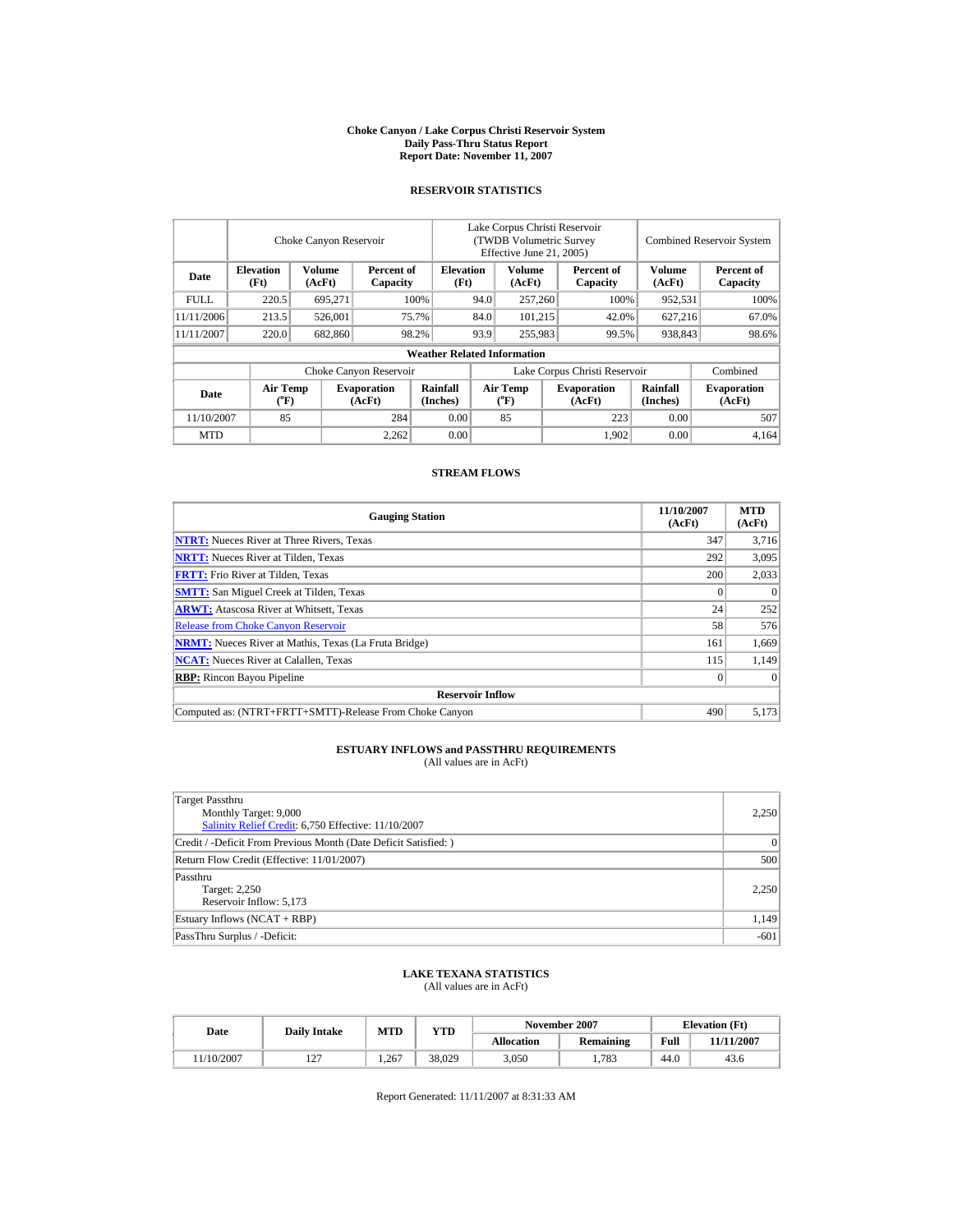**Choke Canyon / Lake Corpus Christi Reservoir System**
**Daily Pass-Thru Status Report**
**Report Date: November 11, 2007**

## RESERVOIR STATISTICS

| Date | Choke Canyon Reservoir | | | Lake Corpus Christi Reservoir (TWDB Volumetric Survey Effective June 21, 2005) | | | Combined Reservoir System | |
|---|---|---|---|---|---|---|---|---|
| | Elevation (Ft) | Volume (AcFt) | Percent of Capacity | Elevation (Ft) | Volume (AcFt) | Percent of Capacity | Volume (AcFt) | Percent of Capacity |
| FULL | 220.5 | 695,271 | 100% | 94.0 | 257,260 | 100% | 952,531 | 100% |
| 11/11/2006 | 213.5 | 526,001 | 75.7% | 84.0 | 101,215 | 42.0% | 627,216 | 67.0% |
| 11/11/2007 | 220.0 | 682,860 | 98.2% | 93.9 | 255,983 | 99.5% | 938,843 | 98.6% |

**Weather Related Information**

| Date | Choke Canyon Reservoir | | | Lake Corpus Christi Reservoir | | | Combined |
|---|---|---|---|---|---|---|---|
| | Air Temp (°F) | Evaporation (AcFt) | Rainfall (Inches) | Air Temp (°F) | Evaporation (AcFt) | Rainfall (Inches) | Evaporation (AcFt) |
| 11/10/2007 | 85 | 284 | 0.00 | 85 | 223 | 0.00 | 507 |
| MTD | | 2,262 | 0.00 | | 1,902 | 0.00 | 4,164 |

## STREAM FLOWS

| Gauging Station | 11/10/2007 (AcFt) | MTD (AcFt) |
|---|---|---|
| **NTRT:** Nueces River at Three Rivers, Texas | 347 | 3,716 |
| **NRTT:** Nueces River at Tilden, Texas | 292 | 3,095 |
| **FRTT:** Frio River at Tilden, Texas | 200 | 2,033 |
| **SMTT:** San Miguel Creek at Tilden, Texas | 0 | 0 |
| **ARWT:** Atascosa River at Whitsett, Texas | 24 | 252 |
| Release from Choke Canyon Reservoir | 58 | 576 |
| **NRMT:** Nueces River at Mathis, Texas (La Fruta Bridge) | 161 | 1,669 |
| **NCAT:** Nueces River at Calallen, Texas | 115 | 1,149 |
| **RBP:** Rincon Bayou Pipeline | 0 | 0 |
| **Reservoir Inflow** | | |
| Computed as: (NTRT+FRTT+SMTT)-Release From Choke Canyon | 490 | 5,173 |

## ESTUARY INFLOWS and PASSTHRU REQUIREMENTS
(All values are in AcFt)

| | |
|---|---|
| Target Passthru<br>Monthly Target: 9,000<br>Salinity Relief Credit: 6,750 Effective: 11/10/2007 | 2,250 |
| Credit / -Deficit From Previous Month (Date Deficit Satisfied: ) | 0 |
| Return Flow Credit (Effective: 11/01/2007) | 500 |
| Passthru<br>Target: 2,250<br>Reservoir Inflow: 5,173 | 2,250 |
| Estuary Inflows (NCAT + RBP) | 1,149 |
| PassThru Surplus / -Deficit: | -601 |

## LAKE TEXANA STATISTICS
(All values are in AcFt)

| Date | Daily Intake | MTD | YTD | November 2007 | | Elevation (Ft) | |
|---|---|---|---|---|---|---|---|
| | | | | Allocation | Remaining | Full | 11/11/2007 |
| 11/10/2007 | 127 | 1,267 | 38,029 | 3,050 | 1,783 | 44.0 | 43.6 |

Report Generated: 11/11/2007 at 8:31:33 AM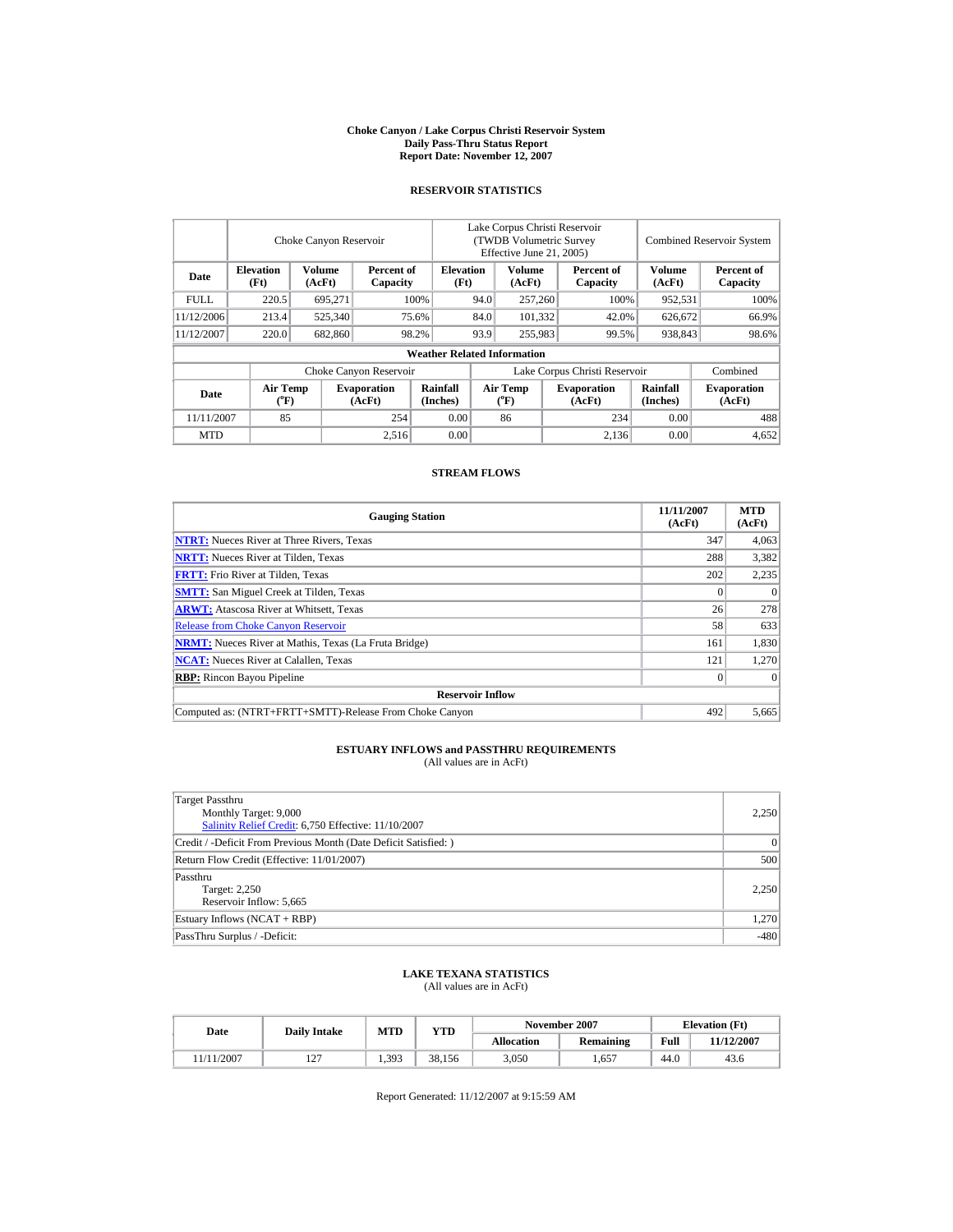# Choke Canyon / Lake Corpus Christi Reservoir System
## Daily Pass-Thru Status Report
## Report Date: November 12, 2007

### RESERVOIR STATISTICS

| Date | Choke Canyon Reservoir | | | Lake Corpus Christi Reservoir (TWDB Volumetric Survey Effective June 21, 2005) | | | Combined Reservoir System | |
|---|---|---|---|---|---|---|---|---|
| | Elevation (Ft) | Volume (AcFt) | Percent of Capacity | Elevation (Ft) | Volume (AcFt) | Percent of Capacity | Volume (AcFt) | Percent of Capacity |
| FULL | 220.5 | 695,271 | 100% | 94.0 | 257,260 | 100% | 952,531 | 100% |
| 11/12/2006 | 213.4 | 525,340 | 75.6% | 84.0 | 101,332 | 42.0% | 626,672 | 66.9% |
| 11/12/2007 | 220.0 | 682,860 | 98.2% | 93.9 | 255,983 | 99.5% | 938,843 | 98.6% |

**Weather Related Information**

| Date | Choke Canyon Reservoir | | | Lake Corpus Christi Reservoir | | | Combined |
|---|---|---|---|---|---|---|---|
| | Air Temp (°F) | Evaporation (AcFt) | Rainfall (Inches) | Air Temp (°F) | Evaporation (AcFt) | Rainfall (Inches) | Evaporation (AcFt) |
| 11/11/2007 | 85 | 254 | 0.00 | 86 | 234 | 0.00 | 488 |
| MTD | | 2,516 | 0.00 | | 2,136 | 0.00 | 4,652 |

### STREAM FLOWS

| Gauging Station | 11/11/2007 (AcFt) | MTD (AcFt) |
|---|---|---|
| NTRT: Nueces River at Three Rivers, Texas | 347 | 4,063 |
| NRTT: Nueces River at Tilden, Texas | 288 | 3,382 |
| FRTT: Frio River at Tilden, Texas | 202 | 2,235 |
| SMTT: San Miguel Creek at Tilden, Texas | 0 | 0 |
| ARWT: Atascosa River at Whitsett, Texas | 26 | 278 |
| Release from Choke Canyon Reservoir | 58 | 633 |
| NRMT: Nueces River at Mathis, Texas (La Fruta Bridge) | 161 | 1,830 |
| NCAT: Nueces River at Calallen, Texas | 121 | 1,270 |
| RBP: Rincon Bayou Pipeline | 0 | 0 |
| **Reservoir Inflow** | | |
| Computed as: (NTRT+FRTT+SMTT)-Release From Choke Canyon | 492 | 5,665 |

### ESTUARY INFLOWS and PASSTHRU REQUIREMENTS
(All values are in AcFt)

| | |
|---|---|
| Target Passthru<br>Monthly Target: 9,000<br>Salinity Relief Credit: 6,750 Effective: 11/10/2007 | 2,250 |
| Credit / -Deficit From Previous Month (Date Deficit Satisfied: ) | 0 |
| Return Flow Credit (Effective: 11/01/2007) | 500 |
| Passthru<br>Target: 2,250<br>Reservoir Inflow: 5,665 | 2,250 |
| Estuary Inflows (NCAT + RBP) | 1,270 |
| PassThru Surplus / -Deficit: | -480 |

### LAKE TEXANA STATISTICS
(All values are in AcFt)

| Date | Daily Intake | MTD | YTD | November 2007 | | Elevation (Ft) | |
|---|---|---|---|---|---|---|---|
| | | | | Allocation | Remaining | Full | 11/12/2007 |
| 11/11/2007 | 127 | 1,393 | 38,156 | 3,050 | 1,657 | 44.0 | 43.6 |

Report Generated: 11/12/2007 at 9:15:59 AM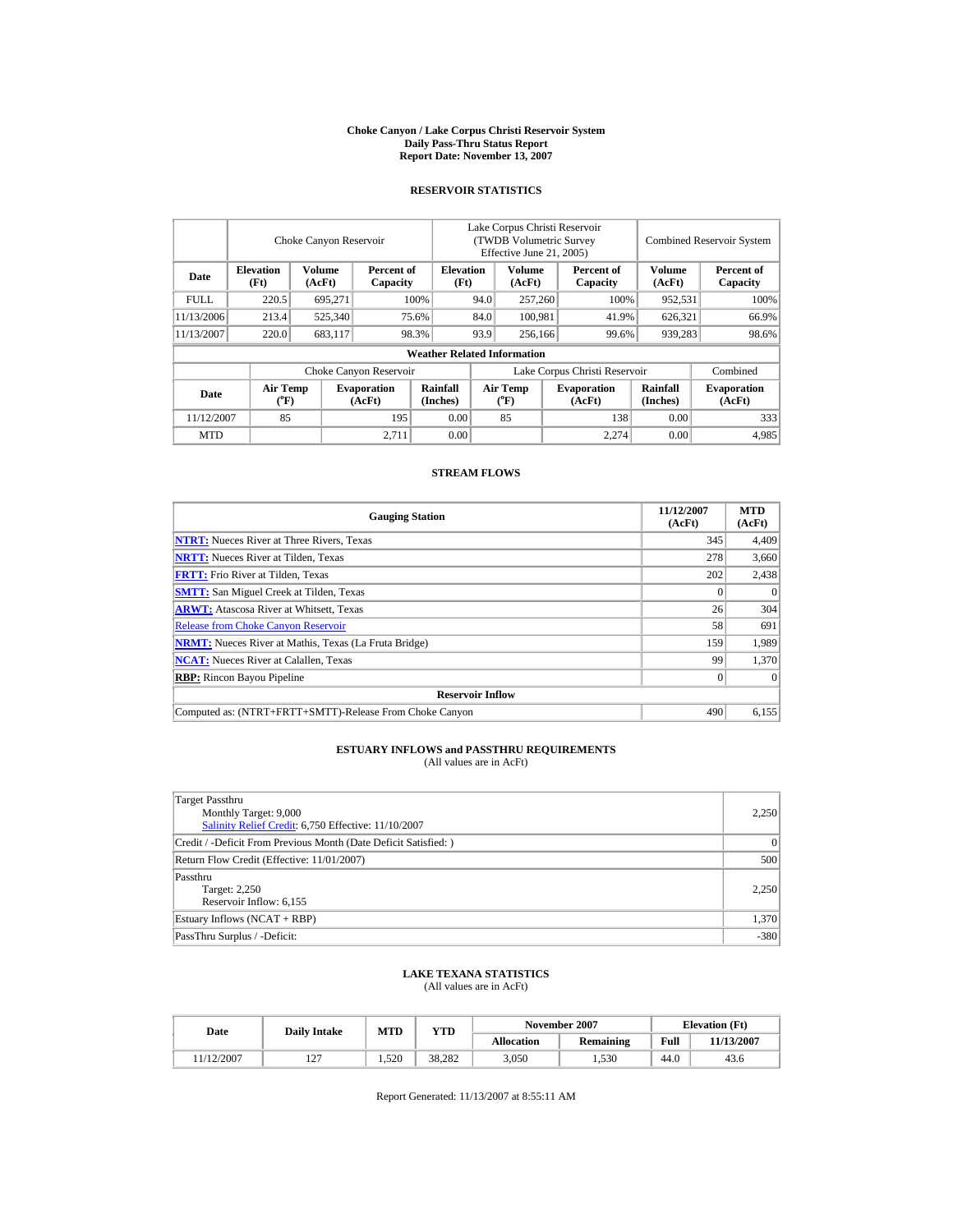# Choke Canyon / Lake Corpus Christi Reservoir System
## Daily Pass-Thru Status Report
### Report Date: November 13, 2007

## RESERVOIR STATISTICS

| Date | Choke Canyon Reservoir | | | Lake Corpus Christi Reservoir (TWDB Volumetric Survey Effective June 21, 2005) | | | Combined Reservoir System | |
|---|---|---|---|---|---|---|---|---|
| | Elevation (Ft) | Volume (AcFt) | Percent of Capacity | Elevation (Ft) | Volume (AcFt) | Percent of Capacity | Volume (AcFt) | Percent of Capacity |
| FULL | 220.5 | 695,271 | 100% | 94.0 | 257,260 | 100% | 952,531 | 100% |
| 11/13/2006 | 213.4 | 525,340 | 75.6% | 84.0 | 100,981 | 41.9% | 626,321 | 66.9% |
| 11/13/2007 | 220.0 | 683,117 | 98.3% | 93.9 | 256,166 | 99.6% | 939,283 | 98.6% |

**Weather Related Information**

| Date | Choke Canyon Reservoir | | | Lake Corpus Christi Reservoir | | | Combined |
|---|---|---|---|---|---|---|---|
| | Air Temp (°F) | Evaporation (AcFt) | Rainfall (Inches) | Air Temp (°F) | Evaporation (AcFt) | Rainfall (Inches) | Evaporation (AcFt) |
| 11/12/2007 | 85 | 195 | 0.00 | 85 | 138 | 0.00 | 333 |
| MTD | | 2,711 | 0.00 | | 2,274 | 0.00 | 4,985 |

## STREAM FLOWS

| Gauging Station | 11/12/2007 (AcFt) | MTD (AcFt) |
|---|---|---|
| NTRT: Nueces River at Three Rivers, Texas | 345 | 4,409 |
| NRTT: Nueces River at Tilden, Texas | 278 | 3,660 |
| FRTT: Frio River at Tilden, Texas | 202 | 2,438 |
| SMTT: San Miguel Creek at Tilden, Texas | 0 | 0 |
| ARWT: Atascosa River at Whitsett, Texas | 26 | 304 |
| Release from Choke Canyon Reservoir | 58 | 691 |
| NRMT: Nueces River at Mathis, Texas (La Fruta Bridge) | 159 | 1,989 |
| NCAT: Nueces River at Calallen, Texas | 99 | 1,370 |
| RBP: Rincon Bayou Pipeline | 0 | 0 |
| **Reservoir Inflow** | | |
| Computed as: (NTRT+FRTT+SMTT)-Release From Choke Canyon | 490 | 6,155 |

## ESTUARY INFLOWS and PASSTHRU REQUIREMENTS
(All values are in AcFt)

| | |
|---|---|
| Target Passthru<br>Monthly Target: 9,000<br>Salinity Relief Credit: 6,750 Effective: 11/10/2007 | 2,250 |
| Credit / -Deficit From Previous Month (Date Deficit Satisfied: ) | 0 |
| Return Flow Credit (Effective: 11/01/2007) | 500 |
| Passthru<br>Target: 2,250<br>Reservoir Inflow: 6,155 | 2,250 |
| Estuary Inflows (NCAT + RBP) | 1,370 |
| PassThru Surplus / -Deficit: | -380 |

## LAKE TEXANA STATISTICS
(All values are in AcFt)

| Date | Daily Intake | MTD | YTD | November 2007 | | Elevation (Ft) | |
|---|---|---|---|---|---|---|---|
| | | | | Allocation | Remaining | Full | 11/13/2007 |
| 11/12/2007 | 127 | 1,520 | 38,282 | 3,050 | 1,530 | 44.0 | 43.6 |

Report Generated: 11/13/2007 at 8:55:11 AM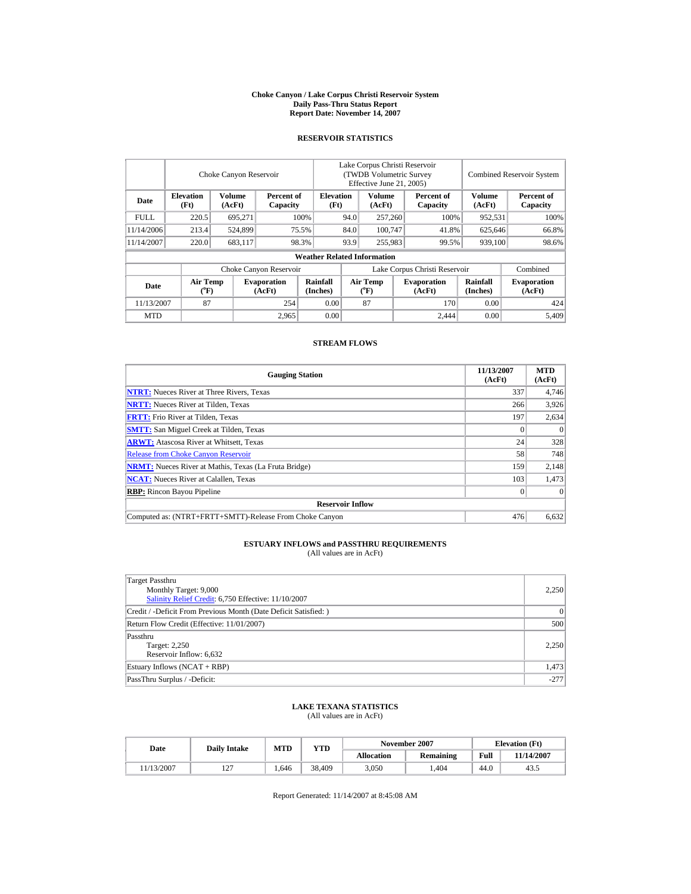# Choke Canyon / Lake Corpus Christi Reservoir System
## Daily Pass-Thru Status Report
### Report Date: November 14, 2007

## RESERVOIR STATISTICS

| | Choke Canyon Reservoir | | | Lake Corpus Christi Reservoir (TWDB Volumetric Survey Effective June 21, 2005) | | | Combined Reservoir System | |
|---|---|---|---|---|---|---|---|---|
| Date | Elevation (Ft) | Volume (AcFt) | Percent of Capacity | Elevation (Ft) | Volume (AcFt) | Percent of Capacity | Volume (AcFt) | Percent of Capacity |
| FULL | 220.5 | 695,271 | 100% | 94.0 | 257,260 | 100% | 952,531 | 100% |
| 11/14/2006 | 213.4 | 524,899 | 75.5% | 84.0 | 100,747 | 41.8% | 625,646 | 66.8% |
| 11/14/2007 | 220.0 | 683,117 | 98.3% | 93.9 | 255,983 | 99.5% | 939,100 | 98.6% |

**Weather Related Information**

| | Choke Canyon Reservoir | | | Lake Corpus Christi Reservoir | | | Combined |
|---|---|---|---|---|---|---|---|
| Date | Air Temp (°F) | Evaporation (AcFt) | Rainfall (Inches) | Air Temp (°F) | Evaporation (AcFt) | Rainfall (Inches) | Evaporation (AcFt) |
| 11/13/2007 | 87 | 254 | 0.00 | 87 | 170 | 0.00 | 424 |
| MTD | | 2,965 | 0.00 | | 2,444 | 0.00 | 5,409 |

## STREAM FLOWS

| Gauging Station | 11/13/2007 (AcFt) | MTD (AcFt) |
|---|---|---|
| NTRT: Nueces River at Three Rivers, Texas | 337 | 4,746 |
| NRTT: Nueces River at Tilden, Texas | 266 | 3,926 |
| FRTT: Frio River at Tilden, Texas | 197 | 2,634 |
| SMTT: San Miguel Creek at Tilden, Texas | 0 | 0 |
| ARWT: Atascosa River at Whitsett, Texas | 24 | 328 |
| Release from Choke Canyon Reservoir | 58 | 748 |
| NRMT: Nueces River at Mathis, Texas (La Fruta Bridge) | 159 | 2,148 |
| NCAT: Nueces River at Calallen, Texas | 103 | 1,473 |
| RBP: Rincon Bayou Pipeline | 0 | 0 |
| **Reservoir Inflow** | | |
| Computed as: (NTRT+FRTT+SMTT)-Release From Choke Canyon | 476 | 6,632 |

## ESTUARY INFLOWS and PASSTHRU REQUIREMENTS
(All values are in AcFt)

| | |
|---|---|
| Target Passthru<br>Monthly Target: 9,000<br>Salinity Relief Credit: 6,750 Effective: 11/10/2007 | 2,250 |
| Credit / -Deficit From Previous Month (Date Deficit Satisfied: ) | 0 |
| Return Flow Credit (Effective: 11/01/2007) | 500 |
| Passthru<br>Target: 2,250<br>Reservoir Inflow: 6,632 | 2,250 |
| Estuary Inflows (NCAT + RBP) | 1,473 |
| PassThru Surplus / -Deficit: | -277 |

## LAKE TEXANA STATISTICS
(All values are in AcFt)

| Date | Daily Intake | MTD | YTD | November 2007 | | Elevation (Ft) | |
|---|---|---|---|---|---|---|---|
| | | | | Allocation | Remaining | Full | 11/14/2007 |
| 11/13/2007 | 127 | 1,646 | 38,409 | 3,050 | 1,404 | 44.0 | 43.5 |

Report Generated: 11/14/2007 at 8:45:08 AM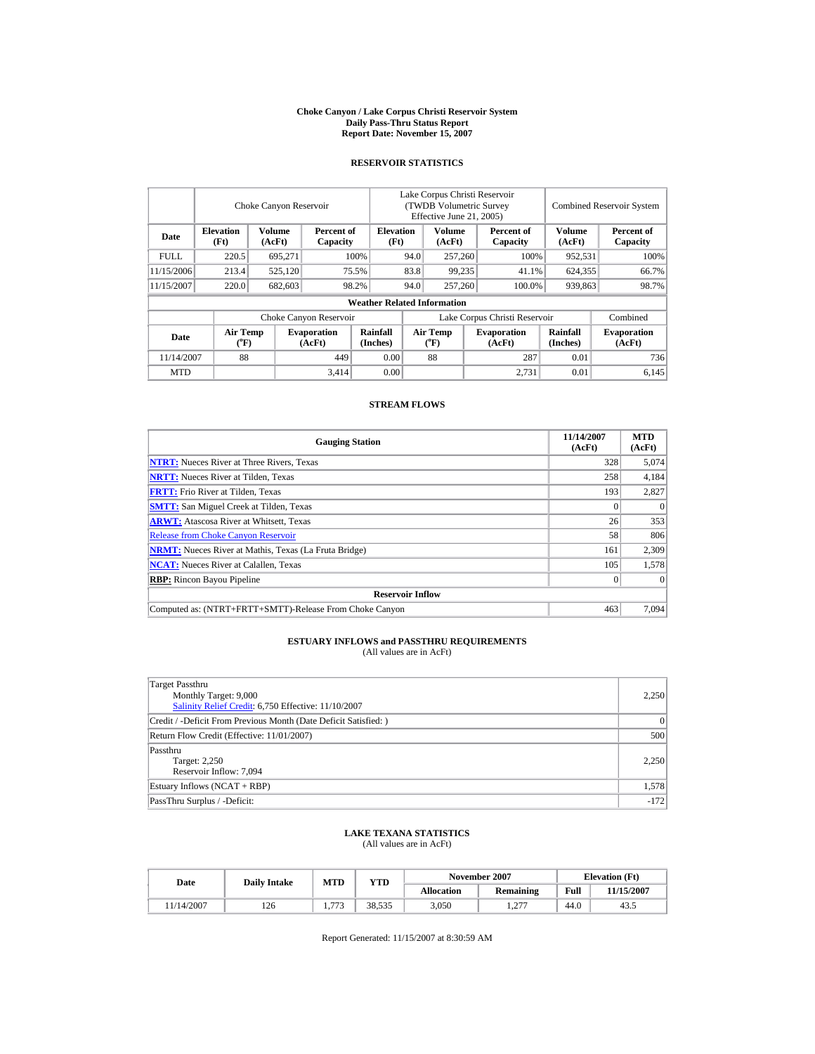# Choke Canyon / Lake Corpus Christi Reservoir System
## Daily Pass-Thru Status Report
### Report Date: November 15, 2007

## RESERVOIR STATISTICS

| | Choke Canyon Reservoir | | | Lake Corpus Christi Reservoir (TWDB Volumetric Survey Effective June 21, 2005) | | | Combined Reservoir System | |
|---|---|---|---|---|---|---|---|---|
| Date | Elevation (Ft) | Volume (AcFt) | Percent of Capacity | Elevation (Ft) | Volume (AcFt) | Percent of Capacity | Volume (AcFt) | Percent of Capacity |
| FULL | 220.5 | 695,271 | 100% | 94.0 | 257,260 | 100% | 952,531 | 100% |
| 11/15/2006 | 213.4 | 525,120 | 75.5% | 83.8 | 99,235 | 41.1% | 624,355 | 66.7% |
| 11/15/2007 | 220.0 | 682,603 | 98.2% | 94.0 | 257,260 | 100.0% | 939,863 | 98.7% |

**Weather Related Information**

| | Choke Canyon Reservoir | | | Lake Corpus Christi Reservoir | | | Combined |
|---|---|---|---|---|---|---|---|
| Date | Air Temp (°F) | Evaporation (AcFt) | Rainfall (Inches) | Air Temp (°F) | Evaporation (AcFt) | Rainfall (Inches) | Evaporation (AcFt) |
| 11/14/2007 | 88 | 449 | 0.00 | 88 | 287 | 0.01 | 736 |
| MTD | | 3,414 | 0.00 | | 2,731 | 0.01 | 6,145 |

## STREAM FLOWS

| Gauging Station | 11/14/2007 (AcFt) | MTD (AcFt) |
|---|---|---|
| NTRT: Nueces River at Three Rivers, Texas | 328 | 5,074 |
| NRTT: Nueces River at Tilden, Texas | 258 | 4,184 |
| FRTT: Frio River at Tilden, Texas | 193 | 2,827 |
| SMTT: San Miguel Creek at Tilden, Texas | 0 | 0 |
| ARWT: Atascosa River at Whitsett, Texas | 26 | 353 |
| Release from Choke Canyon Reservoir | 58 | 806 |
| NRMT: Nueces River at Mathis, Texas (La Fruta Bridge) | 161 | 2,309 |
| NCAT: Nueces River at Calallen, Texas | 105 | 1,578 |
| RBP: Rincon Bayou Pipeline | 0 | 0 |
| **Reservoir Inflow** | | |
| Computed as: (NTRT+FRTT+SMTT)-Release From Choke Canyon | 463 | 7,094 |

## ESTUARY INFLOWS and PASSTHRU REQUIREMENTS
(All values are in AcFt)

| | |
|---|---|
| Target Passthru<br>Monthly Target: 9,000<br>Salinity Relief Credit: 6,750 Effective: 11/10/2007 | 2,250 |
| Credit / -Deficit From Previous Month (Date Deficit Satisfied: ) | 0 |
| Return Flow Credit (Effective: 11/01/2007) | 500 |
| Passthru<br>Target: 2,250<br>Reservoir Inflow: 7,094 | 2,250 |
| Estuary Inflows (NCAT + RBP) | 1,578 |
| PassThru Surplus / -Deficit: | -172 |

## LAKE TEXANA STATISTICS
(All values are in AcFt)

| Date | Daily Intake | MTD | YTD | November 2007 | | Elevation (Ft) | |
|---|---|---|---|---|---|---|---|
| | | | | Allocation | Remaining | Full | 11/15/2007 |
| 11/14/2007 | 126 | 1,773 | 38,535 | 3,050 | 1,277 | 44.0 | 43.5 |

Report Generated: 11/15/2007 at 8:30:59 AM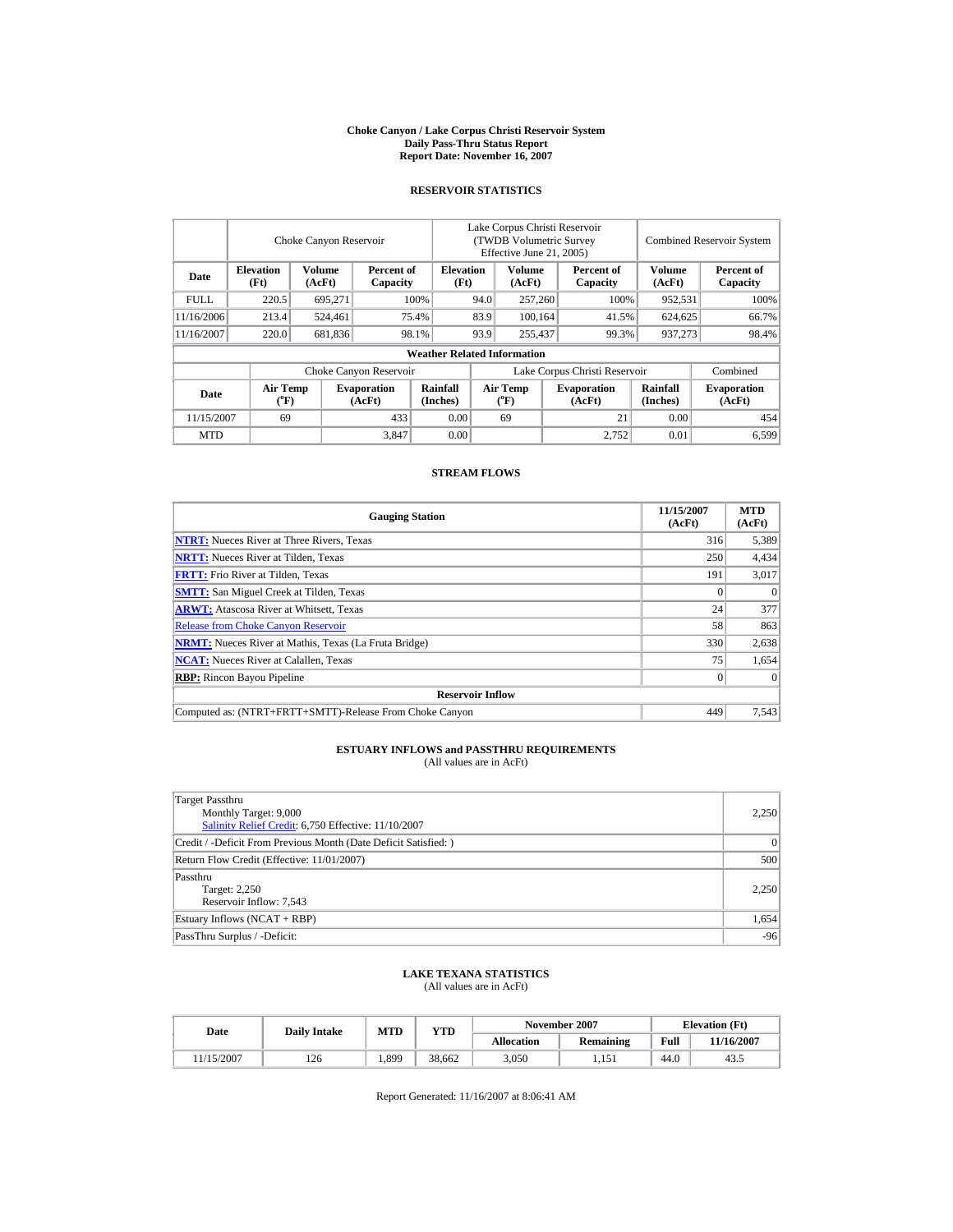# Choke Canyon / Lake Corpus Christi Reservoir System
## Daily Pass-Thru Status Report
## Report Date: November 16, 2007

### RESERVOIR STATISTICS

| Date | Choke Canyon Reservoir | | | Lake Corpus Christi Reservoir (TWDB Volumetric Survey Effective June 21, 2005) | | | Combined Reservoir System | |
|---|---|---|---|---|---|---|---|---|
| | Elevation (Ft) | Volume (AcFt) | Percent of Capacity | Elevation (Ft) | Volume (AcFt) | Percent of Capacity | Volume (AcFt) | Percent of Capacity |
| FULL | 220.5 | 695,271 | 100% | 94.0 | 257,260 | 100% | 952,531 | 100% |
| 11/16/2006 | 213.4 | 524,461 | 75.4% | 83.9 | 100,164 | 41.5% | 624,625 | 66.7% |
| 11/16/2007 | 220.0 | 681,836 | 98.1% | 93.9 | 255,437 | 99.3% | 937,273 | 98.4% |

**Weather Related Information**

| Date | Choke Canyon Reservoir | | | Lake Corpus Christi Reservoir | | | Combined |
|---|---|---|---|---|---|---|---|
| | Air Temp (°F) | Evaporation (AcFt) | Rainfall (Inches) | Air Temp (°F) | Evaporation (AcFt) | Rainfall (Inches) | Evaporation (AcFt) |
| 11/15/2007 | 69 | 433 | 0.00 | 69 | 21 | 0.00 | 454 |
| MTD | | 3,847 | 0.00 | | 2,752 | 0.01 | 6,599 |

### STREAM FLOWS

| Gauging Station | 11/15/2007 (AcFt) | MTD (AcFt) |
|---|---|---|
| **NTRT:** Nueces River at Three Rivers, Texas | 316 | 5,389 |
| **NRTT:** Nueces River at Tilden, Texas | 250 | 4,434 |
| **FRTT:** Frio River at Tilden, Texas | 191 | 3,017 |
| **SMTT:** San Miguel Creek at Tilden, Texas | 0 | 0 |
| **ARWT:** Atascosa River at Whitsett, Texas | 24 | 377 |
| Release from Choke Canyon Reservoir | 58 | 863 |
| **NRMT:** Nueces River at Mathis, Texas (La Fruta Bridge) | 330 | 2,638 |
| **NCAT:** Nueces River at Calallen, Texas | 75 | 1,654 |
| **RBP:** Rincon Bayou Pipeline | 0 | 0 |
| **Reservoir Inflow** | | |
| Computed as: (NTRT+FRTT+SMTT)-Release From Choke Canyon | 449 | 7,543 |

### ESTUARY INFLOWS and PASSTHRU REQUIREMENTS
(All values are in AcFt)

| | |
|---|---|
| Target Passthru<br>Monthly Target: 9,000<br>Salinity Relief Credit: 6,750 Effective: 11/10/2007 | 2,250 |
| Credit / -Deficit From Previous Month (Date Deficit Satisfied: ) | 0 |
| Return Flow Credit (Effective: 11/01/2007) | 500 |
| Passthru<br>Target: 2,250<br>Reservoir Inflow: 7,543 | 2,250 |
| Estuary Inflows (NCAT + RBP) | 1,654 |
| PassThru Surplus / -Deficit: | -96 |

### LAKE TEXANA STATISTICS
(All values are in AcFt)

| Date | Daily Intake | MTD | YTD | November 2007 | | Elevation (Ft) | |
|---|---|---|---|---|---|---|---|
| | | | | Allocation | Remaining | Full | 11/16/2007 |
| 11/15/2007 | 126 | 1,899 | 38,662 | 3,050 | 1,151 | 44.0 | 43.5 |

Report Generated: 11/16/2007 at 8:06:41 AM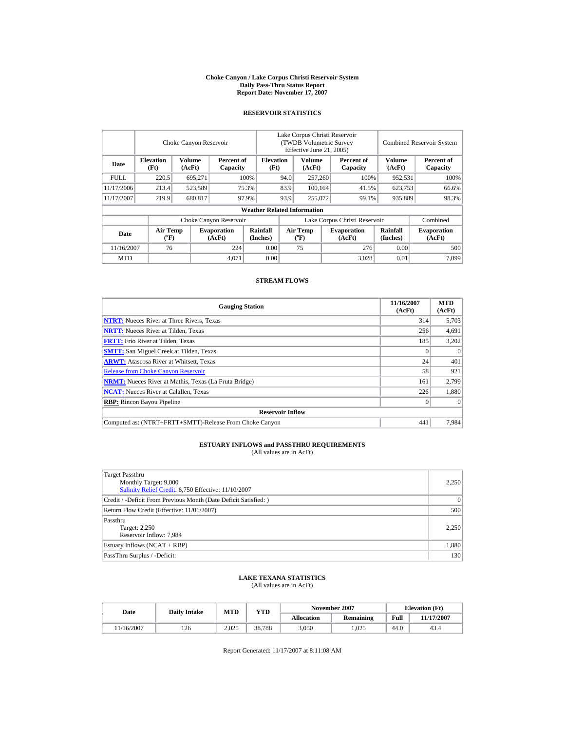# Choke Canyon / Lake Corpus Christi Reservoir System
## Daily Pass-Thru Status Report
### Report Date: November 17, 2007

## RESERVOIR STATISTICS

| Date | Choke Canyon Reservoir | | | Lake Corpus Christi Reservoir (TWDB Volumetric Survey Effective June 21, 2005) | | | Combined Reservoir System | |
|---|---|---|---|---|---|---|---|---|
| | Elevation (Ft) | Volume (AcFt) | Percent of Capacity | Elevation (Ft) | Volume (AcFt) | Percent of Capacity | Volume (AcFt) | Percent of Capacity |
| FULL | 220.5 | 695,271 | 100% | 94.0 | 257,260 | 100% | 952,531 | 100% |
| 11/17/2006 | 213.4 | 523,589 | 75.3% | 83.9 | 100,164 | 41.5% | 623,753 | 66.6% |
| 11/17/2007 | 219.9 | 680,817 | 97.9% | 93.9 | 255,072 | 99.1% | 935,889 | 98.3% |

**Weather Related Information**

| Date | Choke Canyon Reservoir | | | Lake Corpus Christi Reservoir | | | Combined |
|---|---|---|---|---|---|---|---|
| | Air Temp (°F) | Evaporation (AcFt) | Rainfall (Inches) | Air Temp (°F) | Evaporation (AcFt) | Rainfall (Inches) | Evaporation (AcFt) |
| 11/16/2007 | 76 | 224 | 0.00 | 75 | 276 | 0.00 | 500 |
| MTD | | 4,071 | 0.00 | | 3,028 | 0.01 | 7,099 |

## STREAM FLOWS

| Gauging Station | 11/16/2007 (AcFt) | MTD (AcFt) |
|---|---|---|
| **NTRT:** Nueces River at Three Rivers, Texas | 314 | 5,703 |
| **NRTT:** Nueces River at Tilden, Texas | 256 | 4,691 |
| **FRTT:** Frio River at Tilden, Texas | 185 | 3,202 |
| **SMTT:** San Miguel Creek at Tilden, Texas | 0 | 0 |
| **ARWT:** Atascosa River at Whitsett, Texas | 24 | 401 |
| Release from Choke Canyon Reservoir | 58 | 921 |
| **NRMT:** Nueces River at Mathis, Texas (La Fruta Bridge) | 161 | 2,799 |
| **NCAT:** Nueces River at Calallen, Texas | 226 | 1,880 |
| **RBP:** Rincon Bayou Pipeline | 0 | 0 |
| **Reservoir Inflow** | | |
| Computed as: (NTRT+FRTT+SMTT)-Release From Choke Canyon | 441 | 7,984 |

## ESTUARY INFLOWS and PASSTHRU REQUIREMENTS
(All values are in AcFt)

| | |
|---|---|
| Target Passthru<br>Monthly Target: 9,000<br>Salinity Relief Credit: 6,750 Effective: 11/10/2007 | 2,250 |
| Credit / -Deficit From Previous Month (Date Deficit Satisfied: ) | 0 |
| Return Flow Credit (Effective: 11/01/2007) | 500 |
| Passthru<br>Target: 2,250<br>Reservoir Inflow: 7,984 | 2,250 |
| Estuary Inflows (NCAT + RBP) | 1,880 |
| PassThru Surplus / -Deficit: | 130 |

## LAKE TEXANA STATISTICS
(All values are in AcFt)

| Date | Daily Intake | MTD | YTD | November 2007 | | Elevation (Ft) | |
|---|---|---|---|---|---|---|---|
| | | | | Allocation | Remaining | Full | 11/17/2007 |
| 11/16/2007 | 126 | 2,025 | 38,788 | 3,050 | 1,025 | 44.0 | 43.4 |

Report Generated: 11/17/2007 at 8:11:08 AM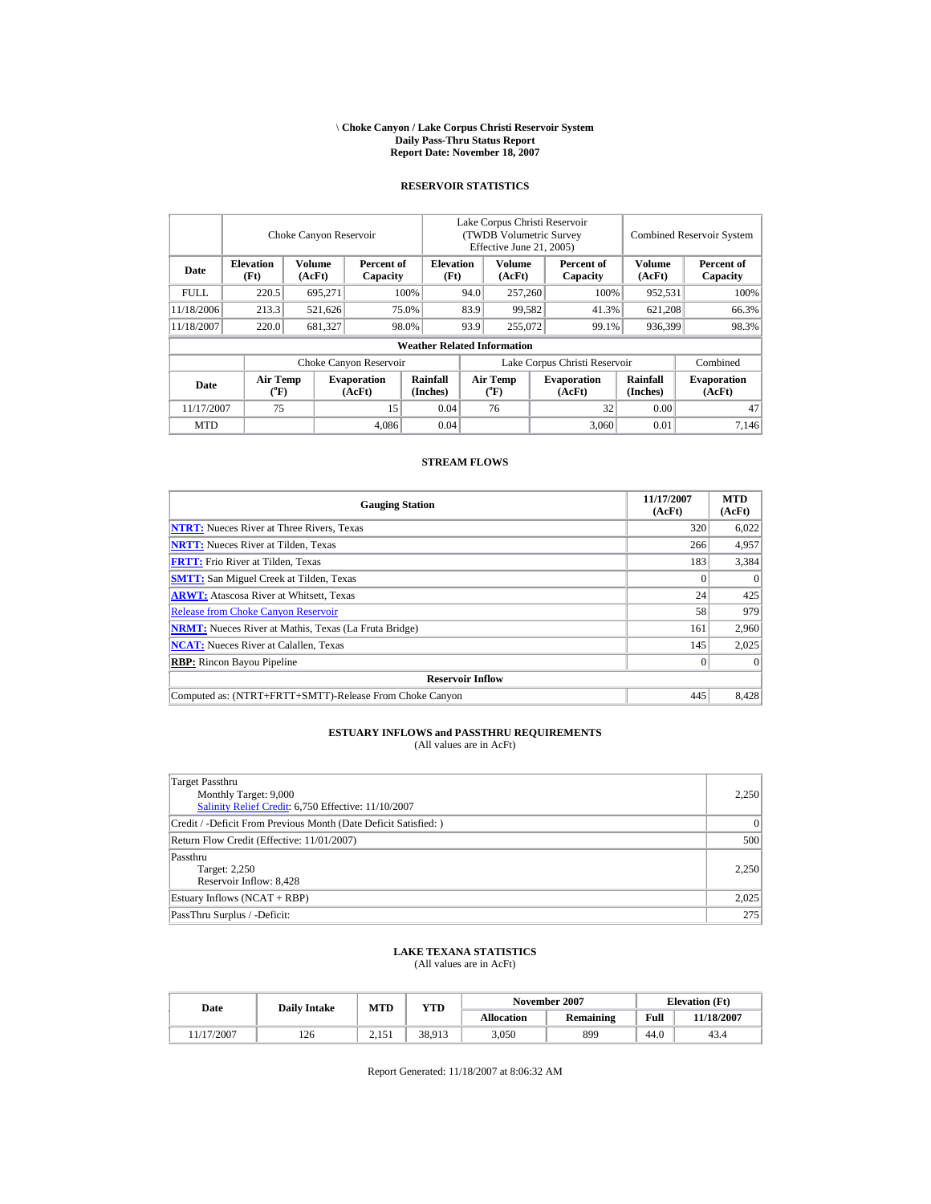\ **Choke Canyon / Lake Corpus Christi Reservoir System**
**Daily Pass-Thru Status Report**
**Report Date: November 18, 2007**

## RESERVOIR STATISTICS

| Date | Choke Canyon Reservoir | | | Lake Corpus Christi Reservoir (TWDB Volumetric Survey Effective June 21, 2005) | | | Combined Reservoir System | |
|---|---|---|---|---|---|---|---|---|
| | Elevation (Ft) | Volume (AcFt) | Percent of Capacity | Elevation (Ft) | Volume (AcFt) | Percent of Capacity | Volume (AcFt) | Percent of Capacity |
| FULL | 220.5 | 695,271 | 100% | 94.0 | 257,260 | 100% | 952,531 | 100% |
| 11/18/2006 | 213.3 | 521,626 | 75.0% | 83.9 | 99,582 | 41.3% | 621,208 | 66.3% |
| 11/18/2007 | 220.0 | 681,327 | 98.0% | 93.9 | 255,072 | 99.1% | 936,399 | 98.3% |

**Weather Related Information**

| Date | Choke Canyon Reservoir | | | Lake Corpus Christi Reservoir | | | Combined |
|---|---|---|---|---|---|---|---|
| | Air Temp (°F) | Evaporation (AcFt) | Rainfall (Inches) | Air Temp (°F) | Evaporation (AcFt) | Rainfall (Inches) | Evaporation (AcFt) |
| 11/17/2007 | 75 | 15 | 0.04 | 76 | 32 | 0.00 | 47 |
| MTD | | 4,086 | 0.04 | | 3,060 | 0.01 | 7,146 |

## STREAM FLOWS

| Gauging Station | 11/17/2007 (AcFt) | MTD (AcFt) |
|---|---|---|
| **NTRT:** Nueces River at Three Rivers, Texas | 320 | 6,022 |
| **NRTT:** Nueces River at Tilden, Texas | 266 | 4,957 |
| **FRTT:** Frio River at Tilden, Texas | 183 | 3,384 |
| **SMTT:** San Miguel Creek at Tilden, Texas | 0 | 0 |
| **ARWT:** Atascosa River at Whitsett, Texas | 24 | 425 |
| Release from Choke Canyon Reservoir | 58 | 979 |
| **NRMT:** Nueces River at Mathis, Texas (La Fruta Bridge) | 161 | 2,960 |
| **NCAT:** Nueces River at Calallen, Texas | 145 | 2,025 |
| **RBP:** Rincon Bayou Pipeline | 0 | 0 |
| **Reservoir Inflow** | | |
| Computed as: (NTRT+FRTT+SMTT)-Release From Choke Canyon | 445 | 8,428 |

## ESTUARY INFLOWS and PASSTHRU REQUIREMENTS
(All values are in AcFt)

| | |
|---|---|
| Target Passthru<br>Monthly Target: 9,000<br>Salinity Relief Credit: 6,750 Effective: 11/10/2007 | 2,250 |
| Credit / -Deficit From Previous Month (Date Deficit Satisfied: ) | 0 |
| Return Flow Credit (Effective: 11/01/2007) | 500 |
| Passthru<br>Target: 2,250<br>Reservoir Inflow: 8,428 | 2,250 |
| Estuary Inflows (NCAT + RBP) | 2,025 |
| PassThru Surplus / -Deficit: | 275 |

## LAKE TEXANA STATISTICS
(All values are in AcFt)

| Date | Daily Intake | MTD | YTD | November 2007 | | Elevation (Ft) | |
|---|---|---|---|---|---|---|---|
| | | | | Allocation | Remaining | Full | 11/18/2007 |
| 11/17/2007 | 126 | 2,151 | 38,913 | 3,050 | 899 | 44.0 | 43.4 |

Report Generated: 11/18/2007 at 8:06:32 AM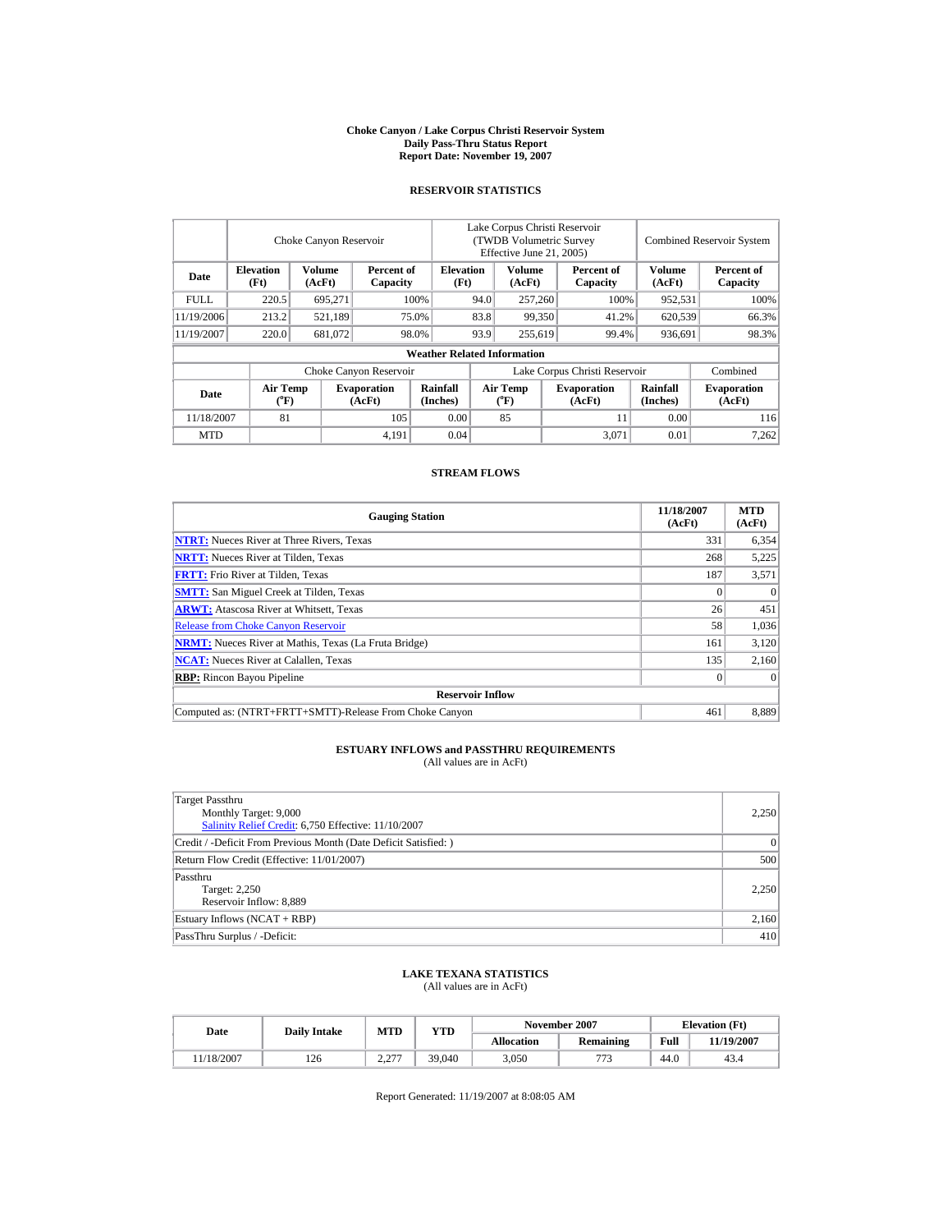**Choke Canyon / Lake Corpus Christi Reservoir System**
**Daily Pass-Thru Status Report**
**Report Date: November 19, 2007**

## RESERVOIR STATISTICS

| Date | Choke Canyon Reservoir | | | Lake Corpus Christi Reservoir (TWDB Volumetric Survey Effective June 21, 2005) | | | Combined Reservoir System | |
|---|---|---|---|---|---|---|---|---|
| | Elevation (Ft) | Volume (AcFt) | Percent of Capacity | Elevation (Ft) | Volume (AcFt) | Percent of Capacity | Volume (AcFt) | Percent of Capacity |
| FULL | 220.5 | 695,271 | 100% | 94.0 | 257,260 | 100% | 952,531 | 100% |
| 11/19/2006 | 213.2 | 521,189 | 75.0% | 83.8 | 99,350 | 41.2% | 620,539 | 66.3% |
| 11/19/2007 | 220.0 | 681,072 | 98.0% | 93.9 | 255,619 | 99.4% | 936,691 | 98.3% |

**Weather Related Information**

| Date | Choke Canyon Reservoir | | | Lake Corpus Christi Reservoir | | | Combined |
|---|---|---|---|---|---|---|---|
| | Air Temp (°F) | Evaporation (AcFt) | Rainfall (Inches) | Air Temp (°F) | Evaporation (AcFt) | Rainfall (Inches) | Evaporation (AcFt) |
| 11/18/2007 | 81 | 105 | 0.00 | 85 | 11 | 0.00 | 116 |
| MTD | | 4,191 | 0.04 | | 3,071 | 0.01 | 7,262 |

## STREAM FLOWS

| Gauging Station | 11/18/2007 (AcFt) | MTD (AcFt) |
|---|---|---|
| **NTRT:** Nueces River at Three Rivers, Texas | 331 | 6,354 |
| **NRTT:** Nueces River at Tilden, Texas | 268 | 5,225 |
| **FRTT:** Frio River at Tilden, Texas | 187 | 3,571 |
| **SMTT:** San Miguel Creek at Tilden, Texas | 0 | 0 |
| **ARWT:** Atascosa River at Whitsett, Texas | 26 | 451 |
| Release from Choke Canyon Reservoir | 58 | 1,036 |
| **NRMT:** Nueces River at Mathis, Texas (La Fruta Bridge) | 161 | 3,120 |
| **NCAT:** Nueces River at Calallen, Texas | 135 | 2,160 |
| **RBP:** Rincon Bayou Pipeline | 0 | 0 |
| **Reservoir Inflow** | | |
| Computed as: (NTRT+FRTT+SMTT)-Release From Choke Canyon | 461 | 8,889 |

## ESTUARY INFLOWS and PASSTHRU REQUIREMENTS
(All values are in AcFt)

| | |
|---|---|
| Target Passthru<br>Monthly Target: 9,000<br>Salinity Relief Credit: 6,750 Effective: 11/10/2007 | 2,250 |
| Credit / -Deficit From Previous Month (Date Deficit Satisfied: ) | 0 |
| Return Flow Credit (Effective: 11/01/2007) | 500 |
| Passthru<br>Target: 2,250<br>Reservoir Inflow: 8,889 | 2,250 |
| Estuary Inflows (NCAT + RBP) | 2,160 |
| PassThru Surplus / -Deficit: | 410 |

## LAKE TEXANA STATISTICS
(All values are in AcFt)

| Date | Daily Intake | MTD | YTD | November 2007 | | Elevation (Ft) | |
|---|---|---|---|---|---|---|---|
| | | | | Allocation | Remaining | Full | 11/19/2007 |
| 11/18/2007 | 126 | 2,277 | 39,040 | 3,050 | 773 | 44.0 | 43.4 |

Report Generated: 11/19/2007 at 8:08:05 AM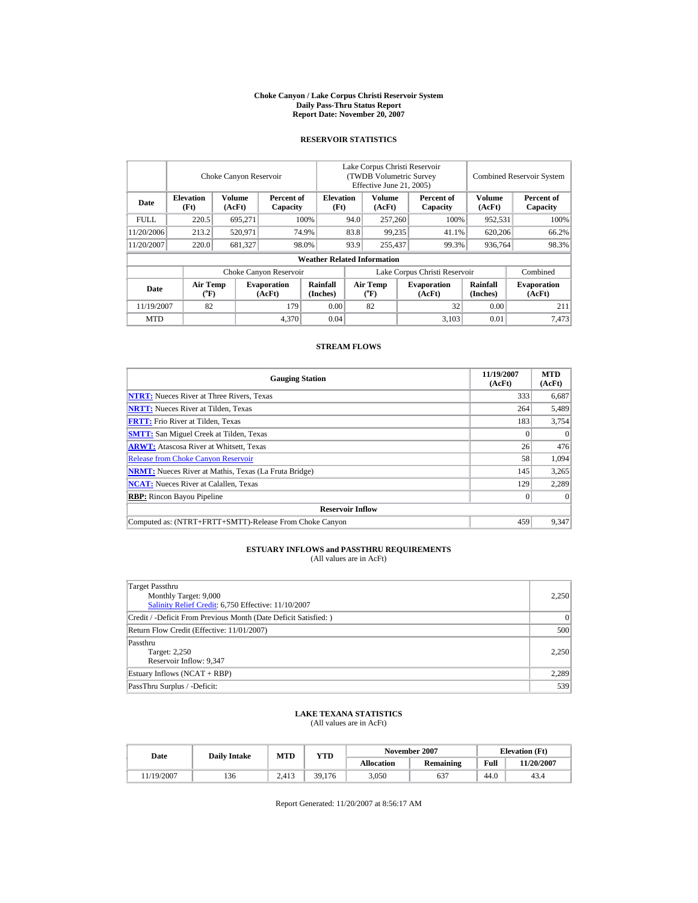# Choke Canyon / Lake Corpus Christi Reservoir System
## Daily Pass-Thru Status Report
## Report Date: November 20, 2007

### RESERVOIR STATISTICS

| | Choke Canyon Reservoir | | | Lake Corpus Christi Reservoir (TWDB Volumetric Survey Effective June 21, 2005) | | | Combined Reservoir System | |
|---|---|---|---|---|---|---|---|---|
| Date | Elevation (Ft) | Volume (AcFt) | Percent of Capacity | Elevation (Ft) | Volume (AcFt) | Percent of Capacity | Volume (AcFt) | Percent of Capacity |
| FULL | 220.5 | 695,271 | 100% | 94.0 | 257,260 | 100% | 952,531 | 100% |
| 11/20/2006 | 213.2 | 520,971 | 74.9% | 83.8 | 99,235 | 41.1% | 620,206 | 66.2% |
| 11/20/2007 | 220.0 | 681,327 | 98.0% | 93.9 | 255,437 | 99.3% | 936,764 | 98.3% |

**Weather Related Information**

| | Choke Canyon Reservoir | | | Lake Corpus Christi Reservoir | | | Combined |
|---|---|---|---|---|---|---|---|
| Date | Air Temp (°F) | Evaporation (AcFt) | Rainfall (Inches) | Air Temp (°F) | Evaporation (AcFt) | Rainfall (Inches) | Evaporation (AcFt) |
| 11/19/2007 | 82 | 179 | 0.00 | 82 | 32 | 0.00 | 211 |
| MTD | | 4,370 | 0.04 | | 3,103 | 0.01 | 7,473 |

### STREAM FLOWS

| Gauging Station | 11/19/2007 (AcFt) | MTD (AcFt) |
|---|---|---|
| NTRT: Nueces River at Three Rivers, Texas | 333 | 6,687 |
| NRTT: Nueces River at Tilden, Texas | 264 | 5,489 |
| FRTT: Frio River at Tilden, Texas | 183 | 3,754 |
| SMTT: San Miguel Creek at Tilden, Texas | 0 | 0 |
| ARWT: Atascosa River at Whitsett, Texas | 26 | 476 |
| Release from Choke Canyon Reservoir | 58 | 1,094 |
| NRMT: Nueces River at Mathis, Texas (La Fruta Bridge) | 145 | 3,265 |
| NCAT: Nueces River at Calallen, Texas | 129 | 2,289 |
| RBP: Rincon Bayou Pipeline | 0 | 0 |
| **Reservoir Inflow** | | |
| Computed as: (NTRT+FRTT+SMTT)-Release From Choke Canyon | 459 | 9,347 |

### ESTUARY INFLOWS and PASSTHRU REQUIREMENTS
(All values are in AcFt)

| | |
|---|---|
| Target Passthru<br>Monthly Target: 9,000<br>Salinity Relief Credit: 6,750 Effective: 11/10/2007 | 2,250 |
| Credit / -Deficit From Previous Month (Date Deficit Satisfied: ) | 0 |
| Return Flow Credit (Effective: 11/01/2007) | 500 |
| Passthru<br>Target: 2,250<br>Reservoir Inflow: 9,347 | 2,250 |
| Estuary Inflows (NCAT + RBP) | 2,289 |
| PassThru Surplus / -Deficit: | 539 |

### LAKE TEXANA STATISTICS
(All values are in AcFt)

| Date | Daily Intake | MTD | YTD | November 2007 | | Elevation (Ft) | |
|---|---|---|---|---|---|---|---|
| | | | | Allocation | Remaining | Full | 11/20/2007 |
| 11/19/2007 | 136 | 2,413 | 39,176 | 3,050 | 637 | 44.0 | 43.4 |

Report Generated: 11/20/2007 at 8:56:17 AM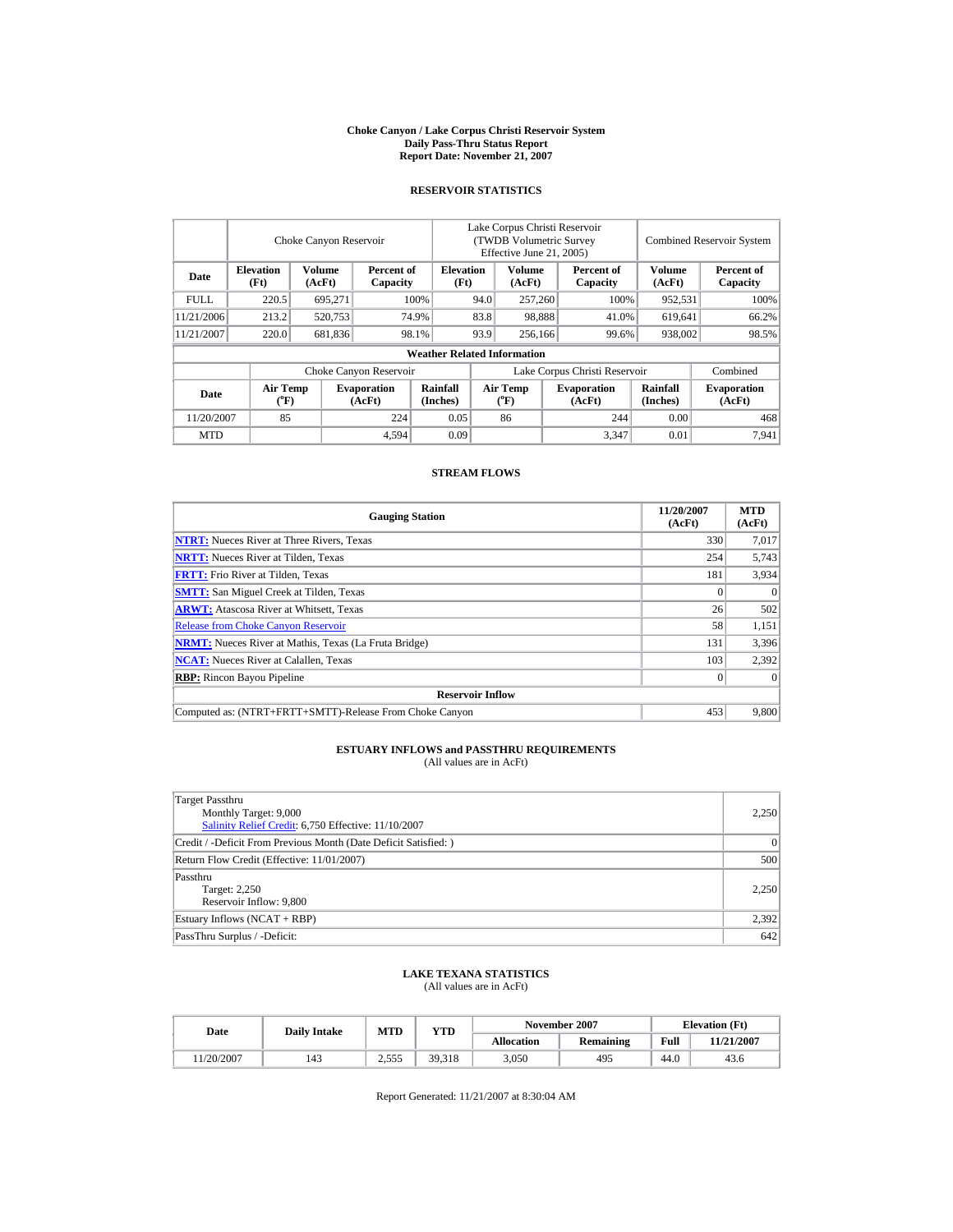# Choke Canyon / Lake Corpus Christi Reservoir System
## Daily Pass-Thru Status Report
### Report Date: November 21, 2007

## RESERVOIR STATISTICS

| | Choke Canyon Reservoir | | | Lake Corpus Christi Reservoir (TWDB Volumetric Survey Effective June 21, 2005) | | | Combined Reservoir System | |
|---|---|---|---|---|---|---|---|---|
| Date | Elevation (Ft) | Volume (AcFt) | Percent of Capacity | Elevation (Ft) | Volume (AcFt) | Percent of Capacity | Volume (AcFt) | Percent of Capacity |
| FULL | 220.5 | 695,271 | 100% | 94.0 | 257,260 | 100% | 952,531 | 100% |
| 11/21/2006 | 213.2 | 520,753 | 74.9% | 83.8 | 98,888 | 41.0% | 619,641 | 66.2% |
| 11/21/2007 | 220.0 | 681,836 | 98.1% | 93.9 | 256,166 | 99.6% | 938,002 | 98.5% |

**Weather Related Information**

| | Choke Canyon Reservoir | | | Lake Corpus Christi Reservoir | | | Combined |
|---|---|---|---|---|---|---|---|
| Date | Air Temp (°F) | Evaporation (AcFt) | Rainfall (Inches) | Air Temp (°F) | Evaporation (AcFt) | Rainfall (Inches) | Evaporation (AcFt) |
| 11/20/2007 | 85 | 224 | 0.05 | 86 | 244 | 0.00 | 468 |
| MTD | | 4,594 | 0.09 | | 3,347 | 0.01 | 7,941 |

## STREAM FLOWS

| Gauging Station | 11/20/2007 (AcFt) | MTD (AcFt) |
|---|---|---|
| NTRT: Nueces River at Three Rivers, Texas | 330 | 7,017 |
| NRTT: Nueces River at Tilden, Texas | 254 | 5,743 |
| FRTT: Frio River at Tilden, Texas | 181 | 3,934 |
| SMTT: San Miguel Creek at Tilden, Texas | 0 | 0 |
| ARWT: Atascosa River at Whitsett, Texas | 26 | 502 |
| Release from Choke Canyon Reservoir | 58 | 1,151 |
| NRMT: Nueces River at Mathis, Texas (La Fruta Bridge) | 131 | 3,396 |
| NCAT: Nueces River at Calallen, Texas | 103 | 2,392 |
| RBP: Rincon Bayou Pipeline | 0 | 0 |
| **Reservoir Inflow** | | |
| Computed as: (NTRT+FRTT+SMTT)-Release From Choke Canyon | 453 | 9,800 |

## ESTUARY INFLOWS and PASSTHRU REQUIREMENTS
(All values are in AcFt)

| | |
|---|---|
| Target Passthru<br>Monthly Target: 9,000<br>Salinity Relief Credit: 6,750 Effective: 11/10/2007 | 2,250 |
| Credit / -Deficit From Previous Month (Date Deficit Satisfied: ) | 0 |
| Return Flow Credit (Effective: 11/01/2007) | 500 |
| Passthru<br>Target: 2,250<br>Reservoir Inflow: 9,800 | 2,250 |
| Estuary Inflows (NCAT + RBP) | 2,392 |
| PassThru Surplus / -Deficit: | 642 |

## LAKE TEXANA STATISTICS
(All values are in AcFt)

| Date | Daily Intake | MTD | YTD | November 2007 | | Elevation (Ft) | |
|---|---|---|---|---|---|---|---|
| | | | | Allocation | Remaining | Full | 11/21/2007 |
| 11/20/2007 | 143 | 2,555 | 39,318 | 3,050 | 495 | 44.0 | 43.6 |

Report Generated: 11/21/2007 at 8:30:04 AM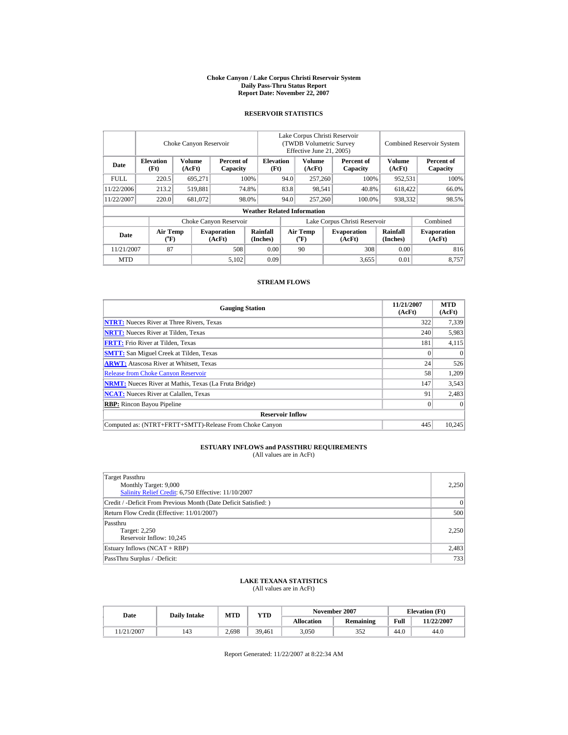# Choke Canyon / Lake Corpus Christi Reservoir System
## Daily Pass-Thru Status Report
## Report Date: November 22, 2007

### RESERVOIR STATISTICS

| Date | Choke Canyon Reservoir | | | Lake Corpus Christi Reservoir (TWDB Volumetric Survey Effective June 21, 2005) | | | Combined Reservoir System | |
|---|---|---|---|---|---|---|---|---|
| | Elevation (Ft) | Volume (AcFt) | Percent of Capacity | Elevation (Ft) | Volume (AcFt) | Percent of Capacity | Volume (AcFt) | Percent of Capacity |
| FULL | 220.5 | 695,271 | 100% | 94.0 | 257,260 | 100% | 952,531 | 100% |
| 11/22/2006 | 213.2 | 519,881 | 74.8% | 83.8 | 98,541 | 40.8% | 618,422 | 66.0% |
| 11/22/2007 | 220.0 | 681,072 | 98.0% | 94.0 | 257,260 | 100.0% | 938,332 | 98.5% |

**Weather Related Information**

| Date | Choke Canyon Reservoir | | | Lake Corpus Christi Reservoir | | | Combined |
|---|---|---|---|---|---|---|---|
| | Air Temp (°F) | Evaporation (AcFt) | Rainfall (Inches) | Air Temp (°F) | Evaporation (AcFt) | Rainfall (Inches) | Evaporation (AcFt) |
| 11/21/2007 | 87 | 508 | 0.00 | 90 | 308 | 0.00 | 816 |
| MTD | | 5,102 | 0.09 | | 3,655 | 0.01 | 8,757 |

### STREAM FLOWS

| Gauging Station | 11/21/2007 (AcFt) | MTD (AcFt) |
|---|---|---|
| NTRT: Nueces River at Three Rivers, Texas | 322 | 7,339 |
| NRTT: Nueces River at Tilden, Texas | 240 | 5,983 |
| FRTT: Frio River at Tilden, Texas | 181 | 4,115 |
| SMTT: San Miguel Creek at Tilden, Texas | 0 | 0 |
| ARWT: Atascosa River at Whitsett, Texas | 24 | 526 |
| Release from Choke Canyon Reservoir | 58 | 1,209 |
| NRMT: Nueces River at Mathis, Texas (La Fruta Bridge) | 147 | 3,543 |
| NCAT: Nueces River at Calallen, Texas | 91 | 2,483 |
| RBP: Rincon Bayou Pipeline | 0 | 0 |
| **Reservoir Inflow** | | |
| Computed as: (NTRT+FRTT+SMTT)-Release From Choke Canyon | 445 | 10,245 |

### ESTUARY INFLOWS and PASSTHRU REQUIREMENTS
(All values are in AcFt)

| | |
|---|---|
| Target Passthru<br>Monthly Target: 9,000<br>Salinity Relief Credit: 6,750 Effective: 11/10/2007 | 2,250 |
| Credit / -Deficit From Previous Month (Date Deficit Satisfied: ) | 0 |
| Return Flow Credit (Effective: 11/01/2007) | 500 |
| Passthru<br>Target: 2,250<br>Reservoir Inflow: 10,245 | 2,250 |
| Estuary Inflows (NCAT + RBP) | 2,483 |
| PassThru Surplus / -Deficit: | 733 |

### LAKE TEXANA STATISTICS
(All values are in AcFt)

| Date | Daily Intake | MTD | YTD | November 2007 | | Elevation (Ft) | |
|---|---|---|---|---|---|---|---|
| | | | | Allocation | Remaining | Full | 11/22/2007 |
| 11/21/2007 | 143 | 2,698 | 39,461 | 3,050 | 352 | 44.0 | 44.0 |

Report Generated: 11/22/2007 at 8:22:34 AM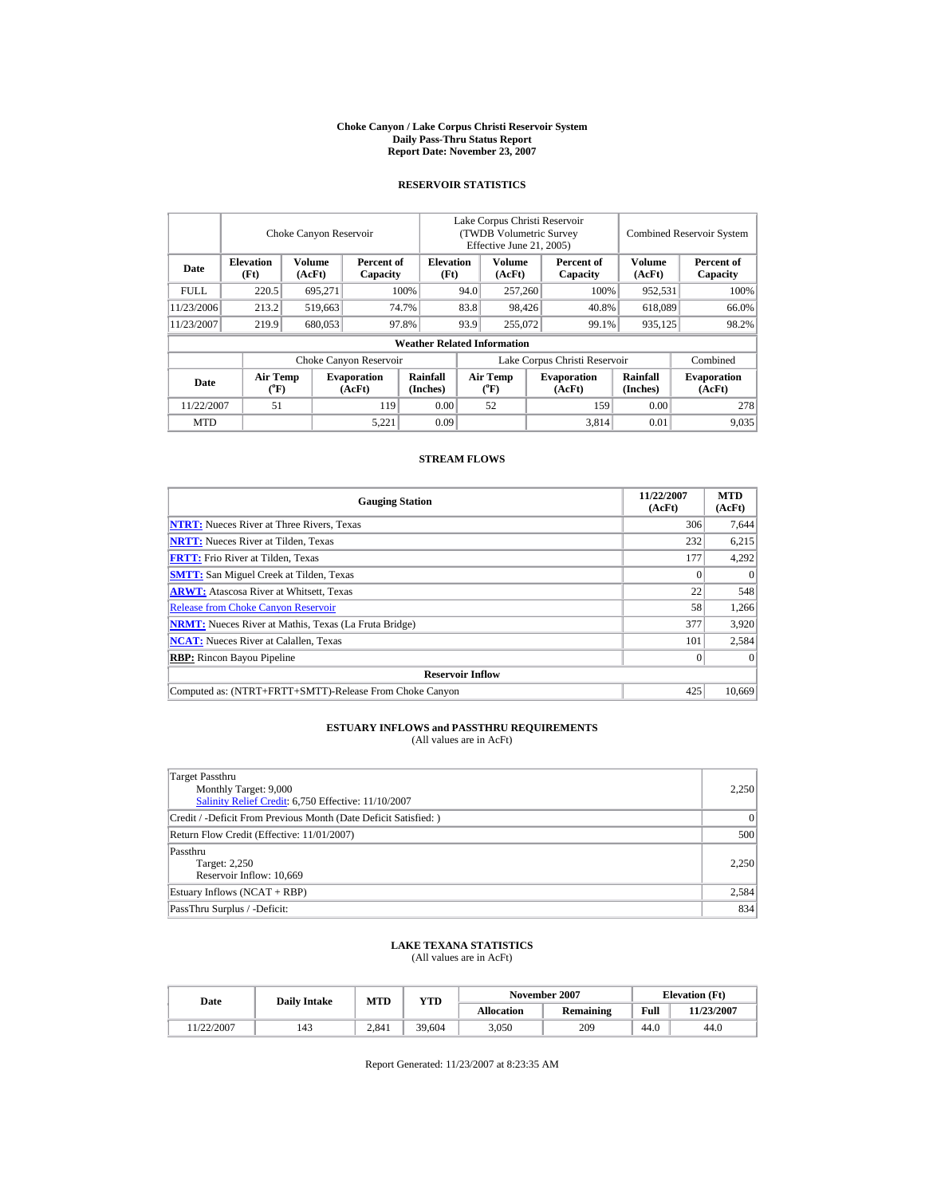**Choke Canyon / Lake Corpus Christi Reservoir System**
**Daily Pass-Thru Status Report**
**Report Date: November 23, 2007**

## RESERVOIR STATISTICS

| Date | Choke Canyon Reservoir | | | Lake Corpus Christi Reservoir (TWDB Volumetric Survey Effective June 21, 2005) | | | Combined Reservoir System | |
|---|---|---|---|---|---|---|---|---|
| | Elevation (Ft) | Volume (AcFt) | Percent of Capacity | Elevation (Ft) | Volume (AcFt) | Percent of Capacity | Volume (AcFt) | Percent of Capacity |
| FULL | 220.5 | 695,271 | 100% | 94.0 | 257,260 | 100% | 952,531 | 100% |
| 11/23/2006 | 213.2 | 519,663 | 74.7% | 83.8 | 98,426 | 40.8% | 618,089 | 66.0% |
| 11/23/2007 | 219.9 | 680,053 | 97.8% | 93.9 | 255,072 | 99.1% | 935,125 | 98.2% |

**Weather Related Information**

| Date | Choke Canyon Reservoir | | | Lake Corpus Christi Reservoir | | | Combined |
|---|---|---|---|---|---|---|---|
| | Air Temp (°F) | Evaporation (AcFt) | Rainfall (Inches) | Air Temp (°F) | Evaporation (AcFt) | Rainfall (Inches) | Evaporation (AcFt) |
| 11/22/2007 | 51 | 119 | 0.00 | 52 | 159 | 0.00 | 278 |
| MTD | | 5,221 | 0.09 | | 3,814 | 0.01 | 9,035 |

## STREAM FLOWS

| Gauging Station | 11/22/2007 (AcFt) | MTD (AcFt) |
|---|---|---|
| NTRT: Nueces River at Three Rivers, Texas | 306 | 7,644 |
| NRTT: Nueces River at Tilden, Texas | 232 | 6,215 |
| FRTT: Frio River at Tilden, Texas | 177 | 4,292 |
| SMTT: San Miguel Creek at Tilden, Texas | 0 | 0 |
| ARWT: Atascosa River at Whitsett, Texas | 22 | 548 |
| Release from Choke Canyon Reservoir | 58 | 1,266 |
| NRMT: Nueces River at Mathis, Texas (La Fruta Bridge) | 377 | 3,920 |
| NCAT: Nueces River at Calallen, Texas | 101 | 2,584 |
| RBP: Rincon Bayou Pipeline | 0 | 0 |
| **Reservoir Inflow** | | |
| Computed as: (NTRT+FRTT+SMTT)-Release From Choke Canyon | 425 | 10,669 |

## ESTUARY INFLOWS and PASSTHRU REQUIREMENTS

(All values are in AcFt)

| | |
|---|---|
| Target Passthru<br>Monthly Target: 9,000<br>Salinity Relief Credit: 6,750 Effective: 11/10/2007 | 2,250 |
| Credit / -Deficit From Previous Month (Date Deficit Satisfied: ) | 0 |
| Return Flow Credit (Effective: 11/01/2007) | 500 |
| Passthru<br>Target: 2,250<br>Reservoir Inflow: 10,669 | 2,250 |
| Estuary Inflows (NCAT + RBP) | 2,584 |
| PassThru Surplus / -Deficit: | 834 |

## LAKE TEXANA STATISTICS

(All values are in AcFt)

| Date | Daily Intake | MTD | YTD | November 2007 | | Elevation (Ft) | |
|---|---|---|---|---|---|---|---|
| | | | | Allocation | Remaining | Full | 11/23/2007 |
| 11/22/2007 | 143 | 2,841 | 39,604 | 3,050 | 209 | 44.0 | 44.0 |

Report Generated: 11/23/2007 at 8:23:35 AM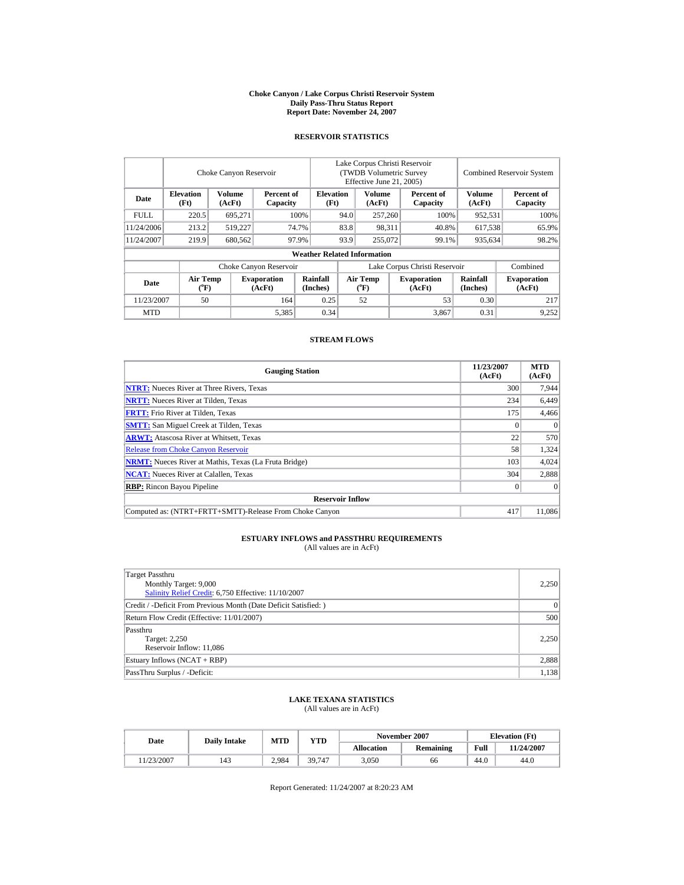**Choke Canyon / Lake Corpus Christi Reservoir System**
**Daily Pass-Thru Status Report**
**Report Date: November 24, 2007**

## RESERVOIR STATISTICS

| Date | Choke Canyon Reservoir | | | Lake Corpus Christi Reservoir (TWDB Volumetric Survey Effective June 21, 2005) | | | Combined Reservoir System | |
|---|---|---|---|---|---|---|---|---|
| | Elevation (Ft) | Volume (AcFt) | Percent of Capacity | Elevation (Ft) | Volume (AcFt) | Percent of Capacity | Volume (AcFt) | Percent of Capacity |
| FULL | 220.5 | 695,271 | 100% | 94.0 | 257,260 | 100% | 952,531 | 100% |
| 11/24/2006 | 213.2 | 519,227 | 74.7% | 83.8 | 98,311 | 40.8% | 617,538 | 65.9% |
| 11/24/2007 | 219.9 | 680,562 | 97.9% | 93.9 | 255,072 | 99.1% | 935,634 | 98.2% |

**Weather Related Information**

| Date | Choke Canyon Reservoir | | | Lake Corpus Christi Reservoir | | | Combined |
|---|---|---|---|---|---|---|---|
| | Air Temp (°F) | Evaporation (AcFt) | Rainfall (Inches) | Air Temp (°F) | Evaporation (AcFt) | Rainfall (Inches) | Evaporation (AcFt) |
| 11/23/2007 | 50 | 164 | 0.25 | 52 | 53 | 0.30 | 217 |
| MTD | | 5,385 | 0.34 | | 3,867 | 0.31 | 9,252 |

## STREAM FLOWS

| Gauging Station | 11/23/2007 (AcFt) | MTD (AcFt) |
|---|---|---|
| **NTRT:** Nueces River at Three Rivers, Texas | 300 | 7,944 |
| **NRTT:** Nueces River at Tilden, Texas | 234 | 6,449 |
| **FRTT:** Frio River at Tilden, Texas | 175 | 4,466 |
| **SMTT:** San Miguel Creek at Tilden, Texas | 0 | 0 |
| **ARWT:** Atascosa River at Whitsett, Texas | 22 | 570 |
| Release from Choke Canyon Reservoir | 58 | 1,324 |
| **NRMT:** Nueces River at Mathis, Texas (La Fruta Bridge) | 103 | 4,024 |
| **NCAT:** Nueces River at Calallen, Texas | 304 | 2,888 |
| **RBP:** Rincon Bayou Pipeline | 0 | 0 |
| **Reservoir Inflow** | | |
| Computed as: (NTRT+FRTT+SMTT)-Release From Choke Canyon | 417 | 11,086 |

## ESTUARY INFLOWS and PASSTHRU REQUIREMENTS
(All values are in AcFt)

| | |
|---|---|
| Target Passthru<br>Monthly Target: 9,000<br>Salinity Relief Credit: 6,750 Effective: 11/10/2007 | 2,250 |
| Credit / -Deficit From Previous Month (Date Deficit Satisfied: ) | 0 |
| Return Flow Credit (Effective: 11/01/2007) | 500 |
| Passthru<br>Target: 2,250<br>Reservoir Inflow: 11,086 | 2,250 |
| Estuary Inflows (NCAT + RBP) | 2,888 |
| PassThru Surplus / -Deficit: | 1,138 |

## LAKE TEXANA STATISTICS
(All values are in AcFt)

| Date | Daily Intake | MTD | YTD | November 2007 | | Elevation (Ft) | |
|---|---|---|---|---|---|---|---|
| | | | | Allocation | Remaining | Full | 11/24/2007 |
| 11/23/2007 | 143 | 2,984 | 39,747 | 3,050 | 66 | 44.0 | 44.0 |

Report Generated: 11/24/2007 at 8:20:23 AM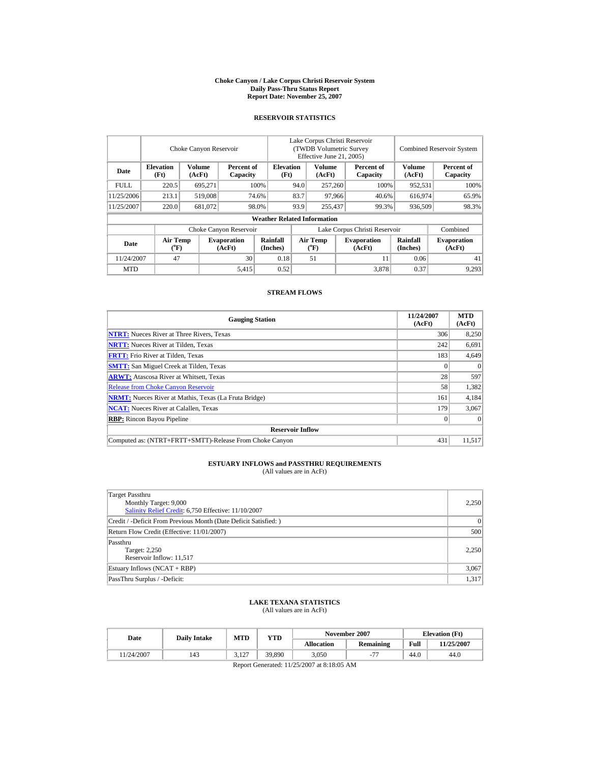**Choke Canyon / Lake Corpus Christi Reservoir System**
**Daily Pass-Thru Status Report**
**Report Date: November 25, 2007**

## RESERVOIR STATISTICS

| | Choke Canyon Reservoir | | | Lake Corpus Christi Reservoir (TWDB Volumetric Survey Effective June 21, 2005) | | | Combined Reservoir System | |
|---|---|---|---|---|---|---|---|---|
| **Date** | **Elevation (Ft)** | **Volume (AcFt)** | **Percent of Capacity** | **Elevation (Ft)** | **Volume (AcFt)** | **Percent of Capacity** | **Volume (AcFt)** | **Percent of Capacity** |
| FULL | 220.5 | 695,271 | 100% | 94.0 | 257,260 | 100% | 952,531 | 100% |
| 11/25/2006 | 213.1 | 519,008 | 74.6% | 83.7 | 97,966 | 40.6% | 616,974 | 65.9% |
| 11/25/2007 | 220.0 | 681,072 | 98.0% | 93.9 | 255,437 | 99.3% | 936,509 | 98.3% |

**Weather Related Information**

| | Choke Canyon Reservoir | | | Lake Corpus Christi Reservoir | | | Combined |
|---|---|---|---|---|---|---|---|
| **Date** | **Air Temp (°F)** | **Evaporation (AcFt)** | **Rainfall (Inches)** | **Air Temp (°F)** | **Evaporation (AcFt)** | **Rainfall (Inches)** | **Evaporation (AcFt)** |
| 11/24/2007 | 47 | 30 | 0.18 | 51 | 11 | 0.06 | 41 |
| MTD | | 5,415 | 0.52 | | 3,878 | 0.37 | 9,293 |

## STREAM FLOWS

| Gauging Station | 11/24/2007 (AcFt) | MTD (AcFt) |
|---|---|---|
| **NTRT:** Nueces River at Three Rivers, Texas | 306 | 8,250 |
| **NRTT:** Nueces River at Tilden, Texas | 242 | 6,691 |
| **FRTT:** Frio River at Tilden, Texas | 183 | 4,649 |
| **SMTT:** San Miguel Creek at Tilden, Texas | 0 | 0 |
| **ARWT:** Atascosa River at Whitsett, Texas | 28 | 597 |
| Release from Choke Canyon Reservoir | 58 | 1,382 |
| **NRMT:** Nueces River at Mathis, Texas (La Fruta Bridge) | 161 | 4,184 |
| **NCAT:** Nueces River at Calallen, Texas | 179 | 3,067 |
| **RBP:** Rincon Bayou Pipeline | 0 | 0 |
| **Reservoir Inflow** | | |
| Computed as: (NTRT+FRTT+SMTT)-Release From Choke Canyon | 431 | 11,517 |

## ESTUARY INFLOWS and PASSTHRU REQUIREMENTS
(All values are in AcFt)

| | |
|---|---|
| Target Passthru<br>Monthly Target: 9,000<br>Salinity Relief Credit: 6,750 Effective: 11/10/2007 | 2,250 |
| Credit / -Deficit From Previous Month (Date Deficit Satisfied: ) | 0 |
| Return Flow Credit (Effective: 11/01/2007) | 500 |
| Passthru<br>Target: 2,250<br>Reservoir Inflow: 11,517 | 2,250 |
| Estuary Inflows (NCAT + RBP) | 3,067 |
| PassThru Surplus / -Deficit: | 1,317 |

## LAKE TEXANA STATISTICS
(All values are in AcFt)

| Date | Daily Intake | MTD | YTD | November 2007 | | Elevation (Ft) | |
|---|---|---|---|---|---|---|---|
| | | | | **Allocation** | **Remaining** | **Full** | **11/25/2007** |
| 11/24/2007 | 143 | 3,127 | 39,890 | 3,050 | -77 | 44.0 | 44.0 |

Report Generated: 11/25/2007 at 8:18:05 AM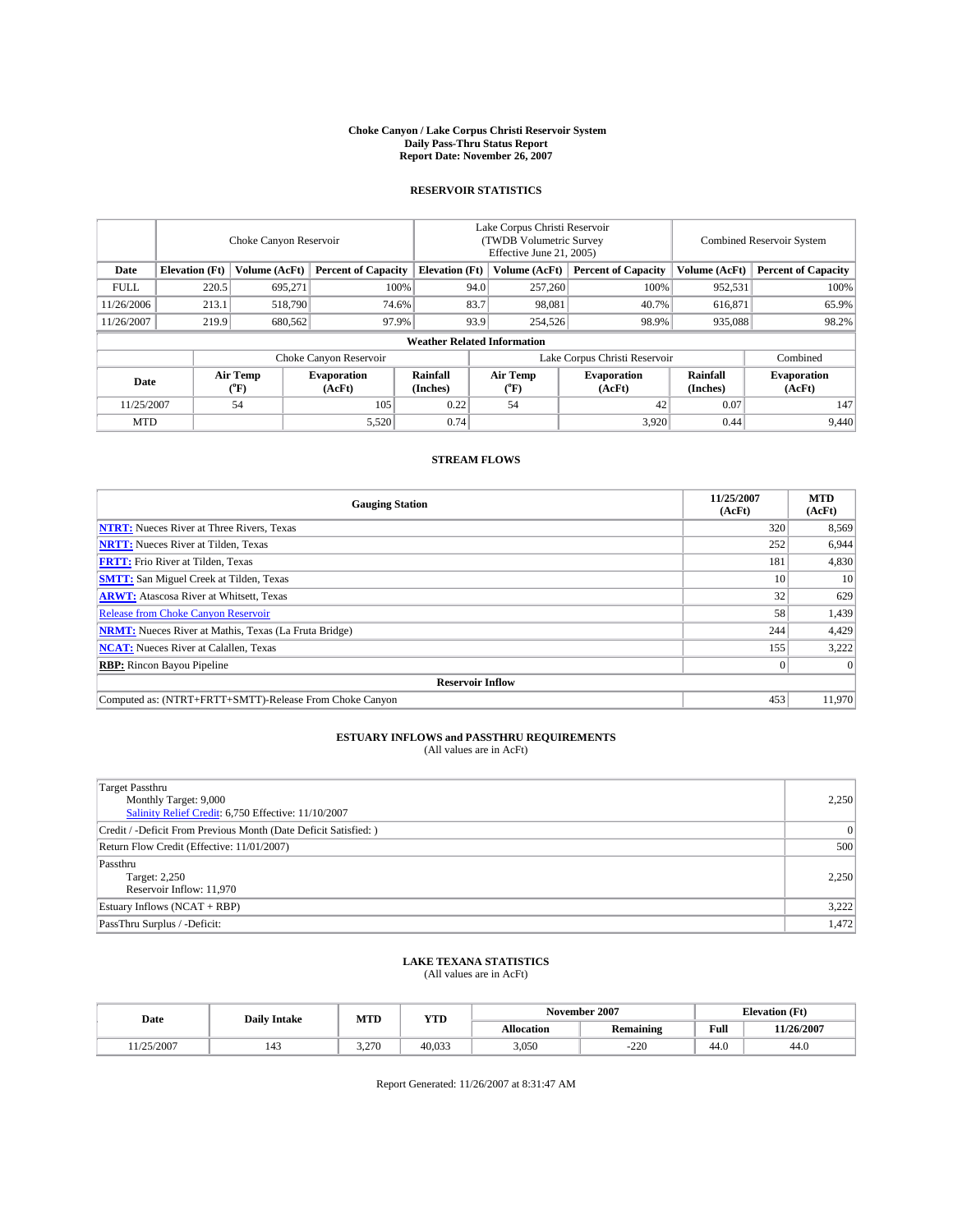# Choke Canyon / Lake Corpus Christi Reservoir System
## Daily Pass-Thru Status Report
### Report Date: November 26, 2007

## RESERVOIR STATISTICS

| | Choke Canyon Reservoir | | | Lake Corpus Christi Reservoir (TWDB Volumetric Survey Effective June 21, 2005) | | | Combined Reservoir System | |
|---|---|---|---|---|---|---|---|---|
| Date | Elevation (Ft) | Volume (AcFt) | Percent of Capacity | Elevation (Ft) | Volume (AcFt) | Percent of Capacity | Volume (AcFt) | Percent of Capacity |
| FULL | 220.5 | 695,271 | 100% | 94.0 | 257,260 | 100% | 952,531 | 100% |
| 11/26/2006 | 213.1 | 518,790 | 74.6% | 83.7 | 98,081 | 40.7% | 616,871 | 65.9% |
| 11/26/2007 | 219.9 | 680,562 | 97.9% | 93.9 | 254,526 | 98.9% | 935,088 | 98.2% |

**Weather Related Information**

| | Choke Canyon Reservoir | | | Lake Corpus Christi Reservoir | | | Combined |
|---|---|---|---|---|---|---|---|
| Date | Air Temp (°F) | Evaporation (AcFt) | Rainfall (Inches) | Air Temp (°F) | Evaporation (AcFt) | Rainfall (Inches) | Evaporation (AcFt) |
| 11/25/2007 | 54 | 105 | 0.22 | 54 | 42 | 0.07 | 147 |
| MTD | | 5,520 | 0.74 | | 3,920 | 0.44 | 9,440 |

## STREAM FLOWS

| Gauging Station | 11/25/2007 (AcFt) | MTD (AcFt) |
|---|---|---|
| **NTRT:** Nueces River at Three Rivers, Texas | 320 | 8,569 |
| **NRTT:** Nueces River at Tilden, Texas | 252 | 6,944 |
| **FRTT:** Frio River at Tilden, Texas | 181 | 4,830 |
| **SMTT:** San Miguel Creek at Tilden, Texas | 10 | 10 |
| **ARWT:** Atascosa River at Whitsett, Texas | 32 | 629 |
| Release from Choke Canyon Reservoir | 58 | 1,439 |
| **NRMT:** Nueces River at Mathis, Texas (La Fruta Bridge) | 244 | 4,429 |
| **NCAT:** Nueces River at Calallen, Texas | 155 | 3,222 |
| **RBP:** Rincon Bayou Pipeline | 0 | 0 |
| **Reservoir Inflow** | | |
| Computed as: (NTRT+FRTT+SMTT)-Release From Choke Canyon | 453 | 11,970 |

## ESTUARY INFLOWS and PASSTHRU REQUIREMENTS
(All values are in AcFt)

| | |
|---|---|
| Target Passthru<br>Monthly Target: 9,000<br>Salinity Relief Credit: 6,750 Effective: 11/10/2007 | 2,250 |
| Credit / -Deficit From Previous Month (Date Deficit Satisfied: ) | 0 |
| Return Flow Credit (Effective: 11/01/2007) | 500 |
| Passthru<br>Target: 2,250<br>Reservoir Inflow: 11,970 | 2,250 |
| Estuary Inflows (NCAT + RBP) | 3,222 |
| PassThru Surplus / -Deficit: | 1,472 |

## LAKE TEXANA STATISTICS
(All values are in AcFt)

| Date | Daily Intake | MTD | YTD | November 2007 | | Elevation (Ft) | |
|---|---|---|---|---|---|---|---|
| | | | | Allocation | Remaining | Full | 11/26/2007 |
| 11/25/2007 | 143 | 3,270 | 40,033 | 3,050 | -220 | 44.0 | 44.0 |

Report Generated: 11/26/2007 at 8:31:47 AM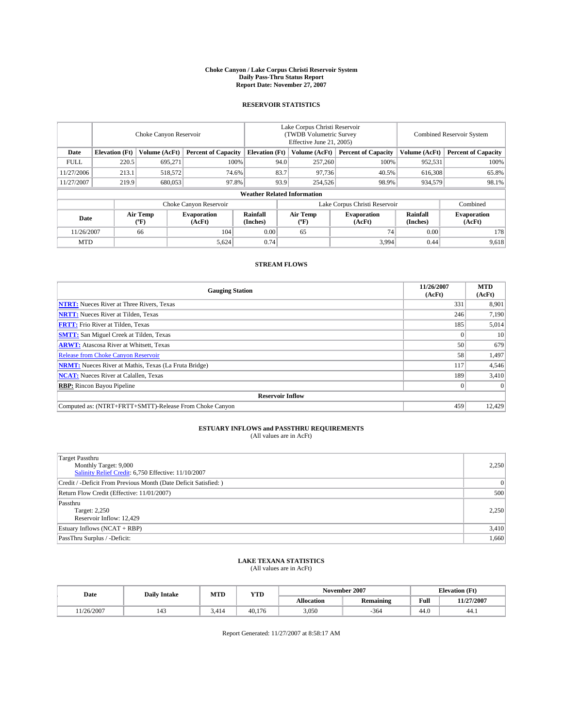# Choke Canyon / Lake Corpus Christi Reservoir System
## Daily Pass-Thru Status Report
## Report Date: November 27, 2007

### RESERVOIR STATISTICS

| | Choke Canyon Reservoir | | | Lake Corpus Christi Reservoir (TWDB Volumetric Survey Effective June 21, 2005) | | | Combined Reservoir System | |
|---|---|---|---|---|---|---|---|---|
| Date | Elevation (Ft) | Volume (AcFt) | Percent of Capacity | Elevation (Ft) | Volume (AcFt) | Percent of Capacity | Volume (AcFt) | Percent of Capacity |
| FULL | 220.5 | 695,271 | 100% | 94.0 | 257,260 | 100% | 952,531 | 100% |
| 11/27/2006 | 213.1 | 518,572 | 74.6% | 83.7 | 97,736 | 40.5% | 616,308 | 65.8% |
| 11/27/2007 | 219.9 | 680,053 | 97.8% | 93.9 | 254,526 | 98.9% | 934,579 | 98.1% |

**Weather Related Information**

| | Choke Canyon Reservoir | | | Lake Corpus Christi Reservoir | | | Combined |
|---|---|---|---|---|---|---|---|
| Date | Air Temp (°F) | Evaporation (AcFt) | Rainfall (Inches) | Air Temp (°F) | Evaporation (AcFt) | Rainfall (Inches) | Evaporation (AcFt) |
| 11/26/2007 | 66 | 104 | 0.00 | 65 | 74 | 0.00 | 178 |
| MTD | | 5,624 | 0.74 | | 3,994 | 0.44 | 9,618 |

### STREAM FLOWS

| Gauging Station | 11/26/2007 (AcFt) | MTD (AcFt) |
|---|---|---|
| NTRT: Nueces River at Three Rivers, Texas | 331 | 8,901 |
| NRTT: Nueces River at Tilden, Texas | 246 | 7,190 |
| FRTT: Frio River at Tilden, Texas | 185 | 5,014 |
| SMTT: San Miguel Creek at Tilden, Texas | 0 | 10 |
| ARWT: Atascosa River at Whitsett, Texas | 50 | 679 |
| Release from Choke Canyon Reservoir | 58 | 1,497 |
| NRMT: Nueces River at Mathis, Texas (La Fruta Bridge) | 117 | 4,546 |
| NCAT: Nueces River at Calallen, Texas | 189 | 3,410 |
| RBP: Rincon Bayou Pipeline | 0 | 0 |
| **Reservoir Inflow** | | |
| Computed as: (NTRT+FRTT+SMTT)-Release From Choke Canyon | 459 | 12,429 |

### ESTUARY INFLOWS and PASSTHRU REQUIREMENTS
(All values are in AcFt)

| | |
|---|---|
| Target Passthru<br>Monthly Target: 9,000<br>Salinity Relief Credit: 6,750 Effective: 11/10/2007 | 2,250 |
| Credit / -Deficit From Previous Month (Date Deficit Satisfied: ) | 0 |
| Return Flow Credit (Effective: 11/01/2007) | 500 |
| Passthru<br>Target: 2,250<br>Reservoir Inflow: 12,429 | 2,250 |
| Estuary Inflows (NCAT + RBP) | 3,410 |
| PassThru Surplus / -Deficit: | 1,660 |

### LAKE TEXANA STATISTICS
(All values are in AcFt)

| Date | Daily Intake | MTD | YTD | November 2007 | | Elevation (Ft) | |
|---|---|---|---|---|---|---|---|
| | | | | Allocation | Remaining | Full | 11/27/2007 |
| 11/26/2007 | 143 | 3,414 | 40,176 | 3,050 | -364 | 44.0 | 44.1 |

Report Generated: 11/27/2007 at 8:58:17 AM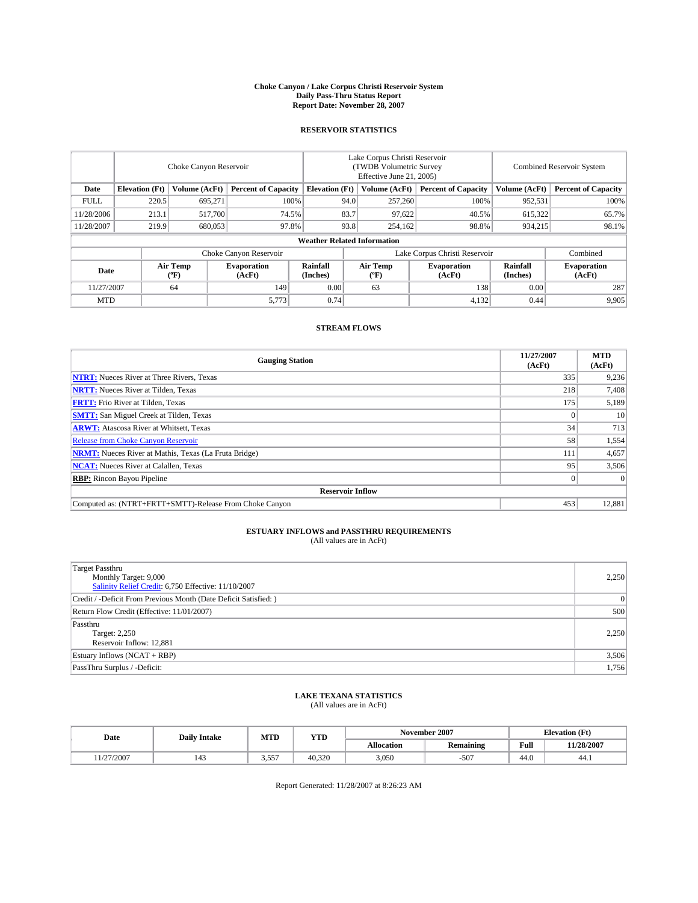# Choke Canyon / Lake Corpus Christi Reservoir System
## Daily Pass-Thru Status Report
### Report Date: November 28, 2007

## RESERVOIR STATISTICS

| | Choke Canyon Reservoir | | | Lake Corpus Christi Reservoir (TWDB Volumetric Survey Effective June 21, 2005) | | | Combined Reservoir System | |
|---|---|---|---|---|---|---|---|---|
| Date | Elevation (Ft) | Volume (AcFt) | Percent of Capacity | Elevation (Ft) | Volume (AcFt) | Percent of Capacity | Volume (AcFt) | Percent of Capacity |
| FULL | 220.5 | 695,271 | 100% | 94.0 | 257,260 | 100% | 952,531 | 100% |
| 11/28/2006 | 213.1 | 517,700 | 74.5% | 83.7 | 97,622 | 40.5% | 615,322 | 65.7% |
| 11/28/2007 | 219.9 | 680,053 | 97.8% | 93.8 | 254,162 | 98.8% | 934,215 | 98.1% |

**Weather Related Information**

| | Choke Canyon Reservoir | | | Lake Corpus Christi Reservoir | | | Combined |
|---|---|---|---|---|---|---|---|
| Date | Air Temp (ºF) | Evaporation (AcFt) | Rainfall (Inches) | Air Temp (ºF) | Evaporation (AcFt) | Rainfall (Inches) | Evaporation (AcFt) |
| 11/27/2007 | 64 | 149 | 0.00 | 63 | 138 | 0.00 | 287 |
| MTD | | 5,773 | 0.74 | | 4,132 | 0.44 | 9,905 |

## STREAM FLOWS

| Gauging Station | 11/27/2007 (AcFt) | MTD (AcFt) |
|---|---|---|
| NTRT: Nueces River at Three Rivers, Texas | 335 | 9,236 |
| NRTT: Nueces River at Tilden, Texas | 218 | 7,408 |
| FRTT: Frio River at Tilden, Texas | 175 | 5,189 |
| SMTT: San Miguel Creek at Tilden, Texas | 0 | 10 |
| ARWT: Atascosa River at Whitsett, Texas | 34 | 713 |
| Release from Choke Canyon Reservoir | 58 | 1,554 |
| NRMT: Nueces River at Mathis, Texas (La Fruta Bridge) | 111 | 4,657 |
| NCAT: Nueces River at Calallen, Texas | 95 | 3,506 |
| RBP: Rincon Bayou Pipeline | 0 | 0 |
| **Reservoir Inflow** | | |
| Computed as: (NTRT+FRTT+SMTT)-Release From Choke Canyon | 453 | 12,881 |

## ESTUARY INFLOWS and PASSTHRU REQUIREMENTS
(All values are in AcFt)

| | |
|---|---|
| Target Passthru<br>Monthly Target: 9,000<br>Salinity Relief Credit: 6,750 Effective: 11/10/2007 | 2,250 |
| Credit / -Deficit From Previous Month (Date Deficit Satisfied: ) | 0 |
| Return Flow Credit (Effective: 11/01/2007) | 500 |
| Passthru<br>Target: 2,250<br>Reservoir Inflow: 12,881 | 2,250 |
| Estuary Inflows (NCAT + RBP) | 3,506 |
| PassThru Surplus / -Deficit: | 1,756 |

## LAKE TEXANA STATISTICS
(All values are in AcFt)

| Date | Daily Intake | MTD | YTD | November 2007 | | Elevation (Ft) | |
|---|---|---|---|---|---|---|---|
| | | | | Allocation | Remaining | Full | 11/28/2007 |
| 11/27/2007 | 143 | 3,557 | 40,320 | 3,050 | -507 | 44.0 | 44.1 |

Report Generated: 11/28/2007 at 8:26:23 AM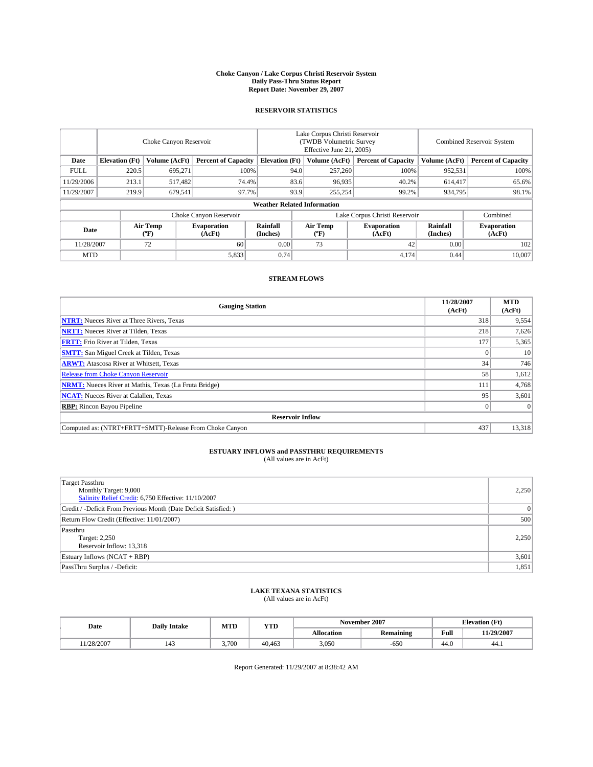**Choke Canyon / Lake Corpus Christi Reservoir System**
**Daily Pass-Thru Status Report**
**Report Date: November 29, 2007**

## RESERVOIR STATISTICS

| | Choke Canyon Reservoir | | | Lake Corpus Christi Reservoir (TWDB Volumetric Survey Effective June 21, 2005) | | | Combined Reservoir System | |
|---|---|---|---|---|---|---|---|---|
| **Date** | **Elevation (Ft)** | **Volume (AcFt)** | **Percent of Capacity** | **Elevation (Ft)** | **Volume (AcFt)** | **Percent of Capacity** | **Volume (AcFt)** | **Percent of Capacity** |
| FULL | 220.5 | 695,271 | 100% | 94.0 | 257,260 | 100% | 952,531 | 100% |
| 11/29/2006 | 213.1 | 517,482 | 74.4% | 83.6 | 96,935 | 40.2% | 614,417 | 65.6% |
| 11/29/2007 | 219.9 | 679,541 | 97.7% | 93.9 | 255,254 | 99.2% | 934,795 | 98.1% |

**Weather Related Information**

| | Choke Canyon Reservoir | | | Lake Corpus Christi Reservoir | | | Combined |
|---|---|---|---|---|---|---|---|
| **Date** | **Air Temp (ºF)** | **Evaporation (AcFt)** | **Rainfall (Inches)** | **Air Temp (ºF)** | **Evaporation (AcFt)** | **Rainfall (Inches)** | **Evaporation (AcFt)** |
| 11/28/2007 | 72 | 60 | 0.00 | 73 | 42 | 0.00 | 102 |
| MTD | | 5,833 | 0.74 | | 4,174 | 0.44 | 10,007 |

## STREAM FLOWS

| Gauging Station | 11/28/2007 (AcFt) | MTD (AcFt) |
|---|---|---|
| **NTRT:** Nueces River at Three Rivers, Texas | 318 | 9,554 |
| **NRTT:** Nueces River at Tilden, Texas | 218 | 7,626 |
| **FRTT:** Frio River at Tilden, Texas | 177 | 5,365 |
| **SMTT:** San Miguel Creek at Tilden, Texas | 0 | 10 |
| **ARWT:** Atascosa River at Whitsett, Texas | 34 | 746 |
| Release from Choke Canyon Reservoir | 58 | 1,612 |
| **NRMT:** Nueces River at Mathis, Texas (La Fruta Bridge) | 111 | 4,768 |
| **NCAT:** Nueces River at Calallen, Texas | 95 | 3,601 |
| **RBP:** Rincon Bayou Pipeline | 0 | 0 |
| **Reservoir Inflow** | | |
| Computed as: (NTRT+FRTT+SMTT)-Release From Choke Canyon | 437 | 13,318 |

## ESTUARY INFLOWS and PASSTHRU REQUIREMENTS
(All values are in AcFt)

| | |
|---|---|
| Target Passthru<br>Monthly Target: 9,000<br>Salinity Relief Credit: 6,750 Effective: 11/10/2007 | 2,250 |
| Credit / -Deficit From Previous Month (Date Deficit Satisfied: ) | 0 |
| Return Flow Credit (Effective: 11/01/2007) | 500 |
| Passthru<br>Target: 2,250<br>Reservoir Inflow: 13,318 | 2,250 |
| Estuary Inflows (NCAT + RBP) | 3,601 |
| PassThru Surplus / -Deficit: | 1,851 |

## LAKE TEXANA STATISTICS
(All values are in AcFt)

| Date | Daily Intake | MTD | YTD | November 2007 | | Elevation (Ft) | |
|---|---|---|---|---|---|---|---|
| | | | | **Allocation** | **Remaining** | **Full** | **11/29/2007** |
| 11/28/2007 | 143 | 3,700 | 40,463 | 3,050 | -650 | 44.0 | 44.1 |

Report Generated: 11/29/2007 at 8:38:42 AM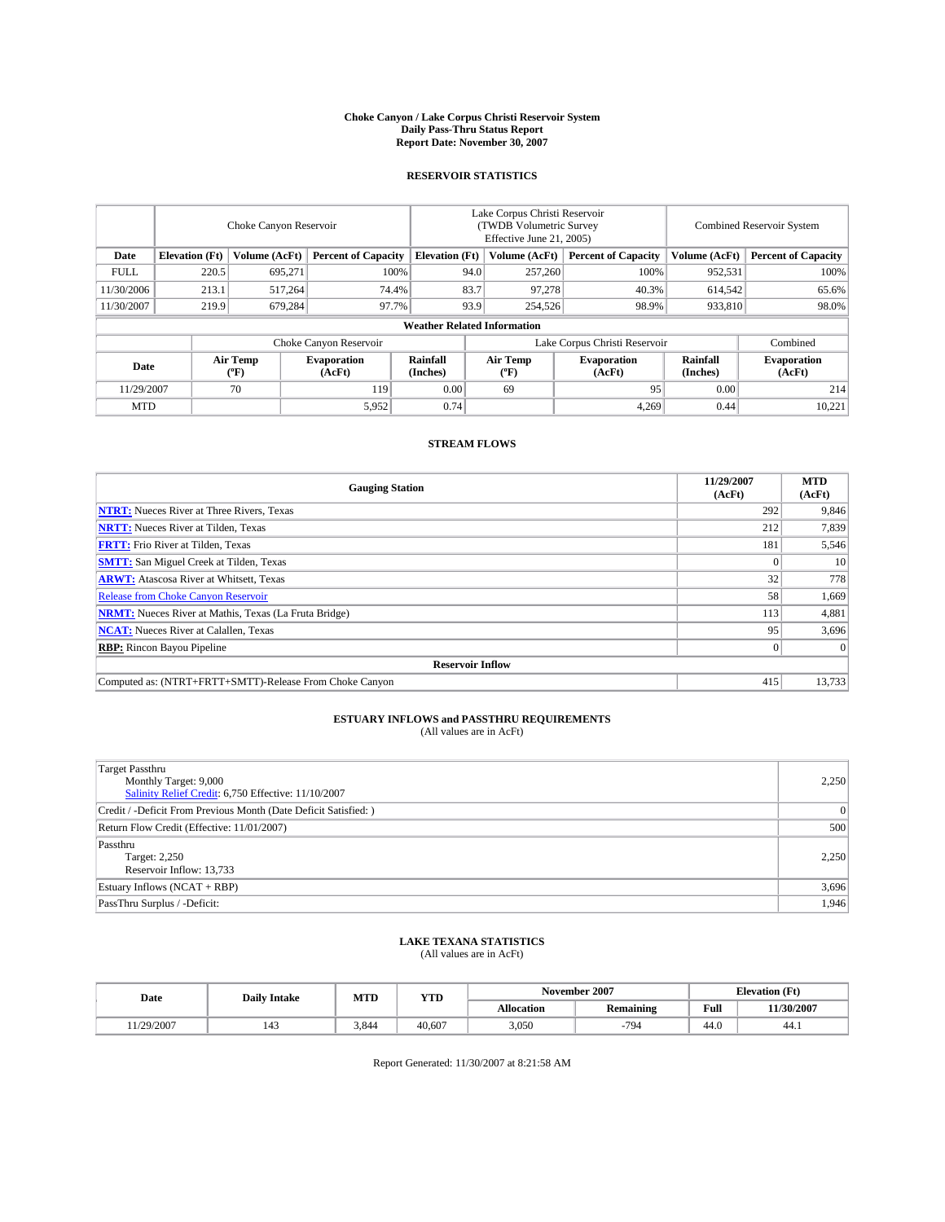# Choke Canyon / Lake Corpus Christi Reservoir System
## Daily Pass-Thru Status Report
## Report Date: November 30, 2007

### RESERVOIR STATISTICS

| | Choke Canyon Reservoir | | | Lake Corpus Christi Reservoir (TWDB Volumetric Survey Effective June 21, 2005) | | | Combined Reservoir System | |
|---|---|---|---|---|---|---|---|---|
| Date | Elevation (Ft) | Volume (AcFt) | Percent of Capacity | Elevation (Ft) | Volume (AcFt) | Percent of Capacity | Volume (AcFt) | Percent of Capacity |
| FULL | 220.5 | 695,271 | 100% | 94.0 | 257,260 | 100% | 952,531 | 100% |
| 11/30/2006 | 213.1 | 517,264 | 74.4% | 83.7 | 97,278 | 40.3% | 614,542 | 65.6% |
| 11/30/2007 | 219.9 | 679,284 | 97.7% | 93.9 | 254,526 | 98.9% | 933,810 | 98.0% |

**Weather Related Information**

| | Choke Canyon Reservoir | | | Lake Corpus Christi Reservoir | | | Combined |
|---|---|---|---|---|---|---|---|
| Date | Air Temp (°F) | Evaporation (AcFt) | Rainfall (Inches) | Air Temp (°F) | Evaporation (AcFt) | Rainfall (Inches) | Evaporation (AcFt) |
| 11/29/2007 | 70 | 119 | 0.00 | 69 | 95 | 0.00 | 214 |
| MTD | | 5,952 | 0.74 | | 4,269 | 0.44 | 10,221 |

### STREAM FLOWS

| Gauging Station | 11/29/2007 (AcFt) | MTD (AcFt) |
|---|---|---|
| **NTRT:** Nueces River at Three Rivers, Texas | 292 | 9,846 |
| **NRTT:** Nueces River at Tilden, Texas | 212 | 7,839 |
| **FRTT:** Frio River at Tilden, Texas | 181 | 5,546 |
| **SMTT:** San Miguel Creek at Tilden, Texas | 0 | 10 |
| **ARWT:** Atascosa River at Whitsett, Texas | 32 | 778 |
| Release from Choke Canyon Reservoir | 58 | 1,669 |
| **NRMT:** Nueces River at Mathis, Texas (La Fruta Bridge) | 113 | 4,881 |
| **NCAT:** Nueces River at Calallen, Texas | 95 | 3,696 |
| **RBP:** Rincon Bayou Pipeline | 0 | 0 |
| **Reservoir Inflow** | | |
| Computed as: (NTRT+FRTT+SMTT)-Release From Choke Canyon | 415 | 13,733 |

### ESTUARY INFLOWS and PASSTHRU REQUIREMENTS
(All values are in AcFt)

| | |
|---|---|
| Target Passthru<br>Monthly Target: 9,000<br>Salinity Relief Credit: 6,750 Effective: 11/10/2007 | 2,250 |
| Credit / -Deficit From Previous Month (Date Deficit Satisfied: ) | 0 |
| Return Flow Credit (Effective: 11/01/2007) | 500 |
| Passthru<br>Target: 2,250<br>Reservoir Inflow: 13,733 | 2,250 |
| Estuary Inflows (NCAT + RBP) | 3,696 |
| PassThru Surplus / -Deficit: | 1,946 |

### LAKE TEXANA STATISTICS
(All values are in AcFt)

| Date | Daily Intake | MTD | YTD | November 2007 | | Elevation (Ft) | |
|---|---|---|---|---|---|---|---|
| | | | | Allocation | Remaining | Full | 11/30/2007 |
| 11/29/2007 | 143 | 3,844 | 40,607 | 3,050 | -794 | 44.0 | 44.1 |

Report Generated: 11/30/2007 at 8:21:58 AM